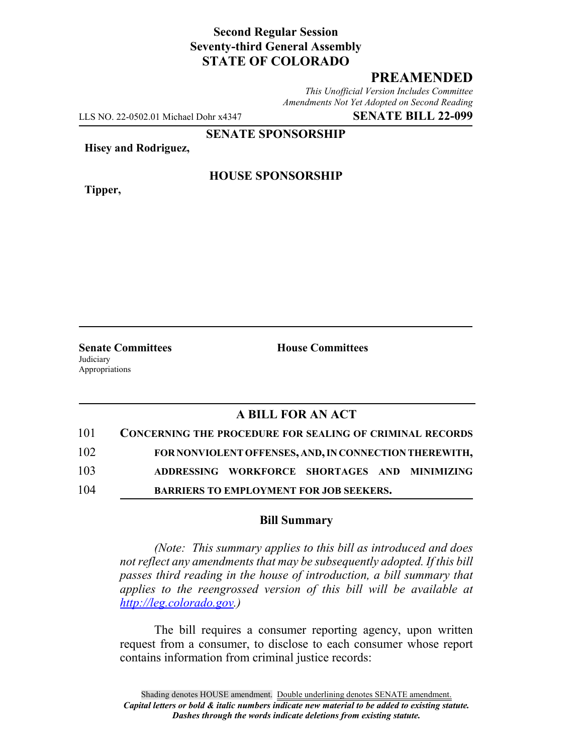**Second Regular Session**
**Seventy-third General Assembly**
**STATE OF COLORADO**

# PREAMENDED

*This Unofficial Version Includes Committee Amendments Not Yet Adopted on Second Reading*

LLS NO. 22-0502.01 Michael Dohr x4347 **SENATE BILL 22-099**

**SENATE SPONSORSHIP**

**Hisey and Rodriguez,**

**HOUSE SPONSORSHIP**

**Tipper,**

**Senate Committees**
Judiciary
Appropriations

**House Committees**

## A BILL FOR AN ACT

101 **CONCERNING THE PROCEDURE FOR SEALING OF CRIMINAL RECORDS**
102 **FOR NONVIOLENT OFFENSES, AND, IN CONNECTION THEREWITH,**
103 **ADDRESSING WORKFORCE SHORTAGES AND MINIMIZING**
104 **BARRIERS TO EMPLOYMENT FOR JOB SEEKERS.**

### Bill Summary

*(Note: This summary applies to this bill as introduced and does not reflect any amendments that may be subsequently adopted. If this bill passes third reading in the house of introduction, a bill summary that applies to the reengrossed version of this bill will be available at http://leg.colorado.gov.)*

The bill requires a consumer reporting agency, upon written request from a consumer, to disclose to each consumer whose report contains information from criminal justice records:

Shading denotes HOUSE amendment. Double underlining denotes SENATE amendment.
*Capital letters or bold & italic numbers indicate new material to be added to existing statute.*
*Dashes through the words indicate deletions from existing statute.*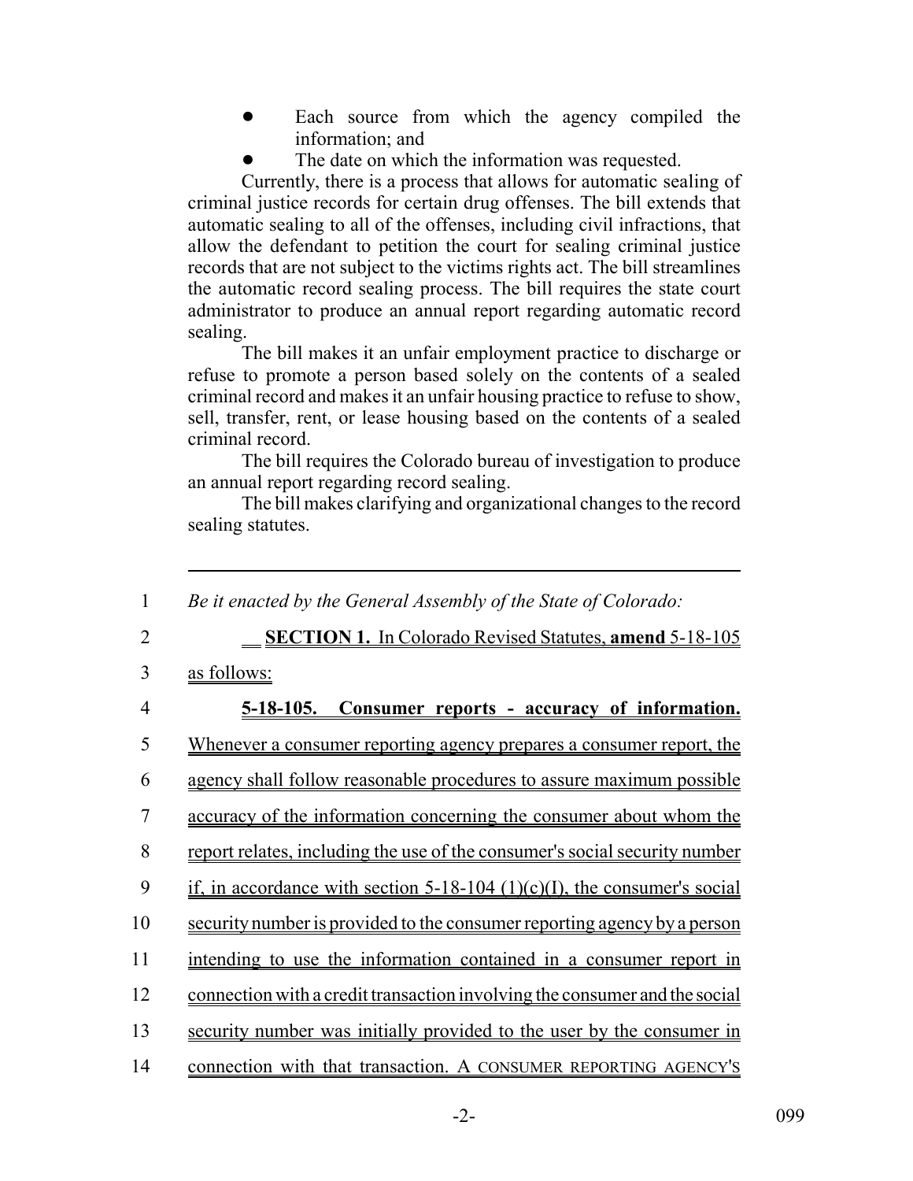- Each source from which the agency compiled the information; and
- The date on which the information was requested.

Currently, there is a process that allows for automatic sealing of criminal justice records for certain drug offenses. The bill extends that automatic sealing to all of the offenses, including civil infractions, that allow the defendant to petition the court for sealing criminal justice records that are not subject to the victims rights act. The bill streamlines the automatic record sealing process. The bill requires the state court administrator to produce an annual report regarding automatic record sealing.

The bill makes it an unfair employment practice to discharge or refuse to promote a person based solely on the contents of a sealed criminal record and makes it an unfair housing practice to refuse to show, sell, transfer, rent, or lease housing based on the contents of a sealed criminal record.

The bill requires the Colorado bureau of investigation to produce an annual report regarding record sealing.

The bill makes clarifying and organizational changes to the record sealing statutes.

---

1 *Be it enacted by the General Assembly of the State of Colorado:*

2 **SECTION 1.** In Colorado Revised Statutes, **amend** 5-18-105

3 as follows:

4 **5-18-105. Consumer reports - accuracy of information.**

5 Whenever a consumer reporting agency prepares a consumer report, the

6 agency shall follow reasonable procedures to assure maximum possible

7 accuracy of the information concerning the consumer about whom the

8 report relates, including the use of the consumer's social security number

9 if, in accordance with section 5-18-104 (1)(c)(I), the consumer's social

10 security number is provided to the consumer reporting agency by a person

11 intending to use the information contained in a consumer report in

12 connection with a credit transaction involving the consumer and the social

13 security number was initially provided to the user by the consumer in

14 connection with that transaction. A CONSUMER REPORTING AGENCY'S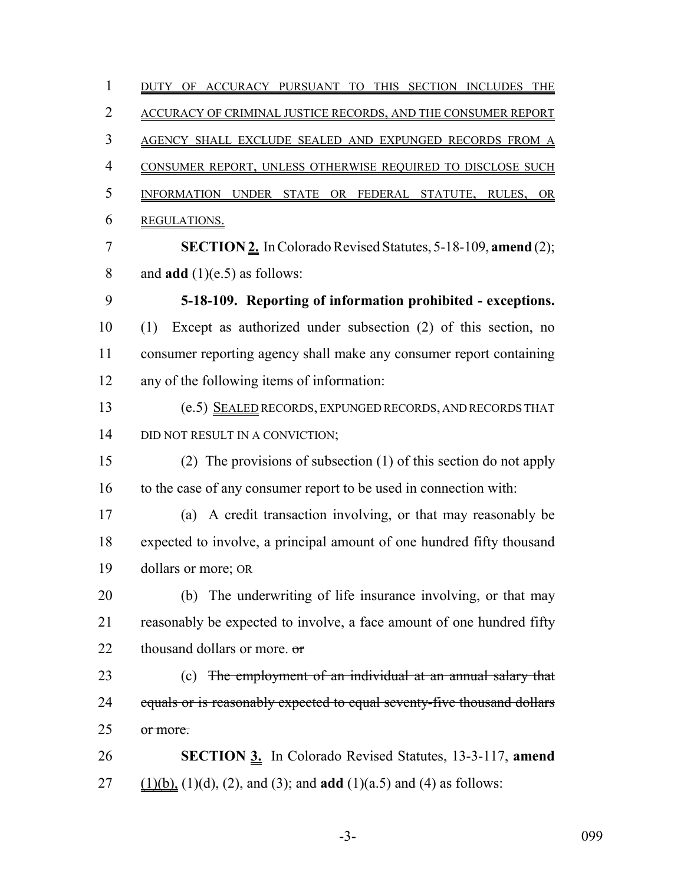DUTY OF ACCURACY PURSUANT TO THIS SECTION INCLUDES THE ACCURACY OF CRIMINAL JUSTICE RECORDS, AND THE CONSUMER REPORT AGENCY SHALL EXCLUDE SEALED AND EXPUNGED RECORDS FROM A CONSUMER REPORT, UNLESS OTHERWISE REQUIRED TO DISCLOSE SUCH INFORMATION UNDER STATE OR FEDERAL STATUTE, RULES, OR REGULATIONS.

**SECTION 2.** In Colorado Revised Statutes, 5-18-109, **amend** (2); and **add** (1)(e.5) as follows:

**5-18-109. Reporting of information prohibited - exceptions.** (1) Except as authorized under subsection (2) of this section, no consumer reporting agency shall make any consumer report containing any of the following items of information:

(e.5) SEALED RECORDS, EXPUNGED RECORDS, AND RECORDS THAT DID NOT RESULT IN A CONVICTION;

(2) The provisions of subsection (1) of this section do not apply to the case of any consumer report to be used in connection with:

(a) A credit transaction involving, or that may reasonably be expected to involve, a principal amount of one hundred fifty thousand dollars or more; OR

(b) The underwriting of life insurance involving, or that may reasonably be expected to involve, a face amount of one hundred fifty thousand dollars or more. ~~or~~

(c) ~~The employment of an individual at an annual salary that equals or is reasonably expected to equal seventy-five thousand dollars or more.~~

**SECTION 3.** In Colorado Revised Statutes, 13-3-117, **amend** (1)(b), (1)(d), (2), and (3); and **add** (1)(a.5) and (4) as follows: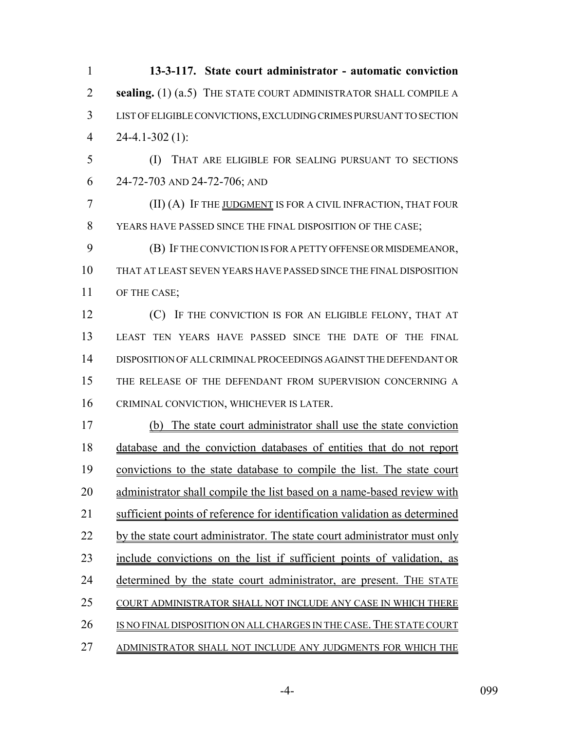**13-3-117. State court administrator - automatic conviction sealing.** (1) (a.5) THE STATE COURT ADMINISTRATOR SHALL COMPILE A LIST OF ELIGIBLE CONVICTIONS, EXCLUDING CRIMES PURSUANT TO SECTION 24-4.1-302 (1):

(I) THAT ARE ELIGIBLE FOR SEALING PURSUANT TO SECTIONS 24-72-703 AND 24-72-706; AND

(II) (A) IF THE JUDGMENT IS FOR A CIVIL INFRACTION, THAT FOUR YEARS HAVE PASSED SINCE THE FINAL DISPOSITION OF THE CASE;

(B) IF THE CONVICTION IS FOR A PETTY OFFENSE OR MISDEMEANOR, THAT AT LEAST SEVEN YEARS HAVE PASSED SINCE THE FINAL DISPOSITION OF THE CASE;

(C) IF THE CONVICTION IS FOR AN ELIGIBLE FELONY, THAT AT LEAST TEN YEARS HAVE PASSED SINCE THE DATE OF THE FINAL DISPOSITION OF ALL CRIMINAL PROCEEDINGS AGAINST THE DEFENDANT OR THE RELEASE OF THE DEFENDANT FROM SUPERVISION CONCERNING A CRIMINAL CONVICTION, WHICHEVER IS LATER.

(b) The state court administrator shall use the state conviction database and the conviction databases of entities that do not report convictions to the state database to compile the list. The state court administrator shall compile the list based on a name-based review with sufficient points of reference for identification validation as determined by the state court administrator. The state court administrator must only include convictions on the list if sufficient points of validation, as determined by the state court administrator, are present. THE STATE COURT ADMINISTRATOR SHALL NOT INCLUDE ANY CASE IN WHICH THERE IS NO FINAL DISPOSITION ON ALL CHARGES IN THE CASE. THE STATE COURT ADMINISTRATOR SHALL NOT INCLUDE ANY JUDGMENTS FOR WHICH THE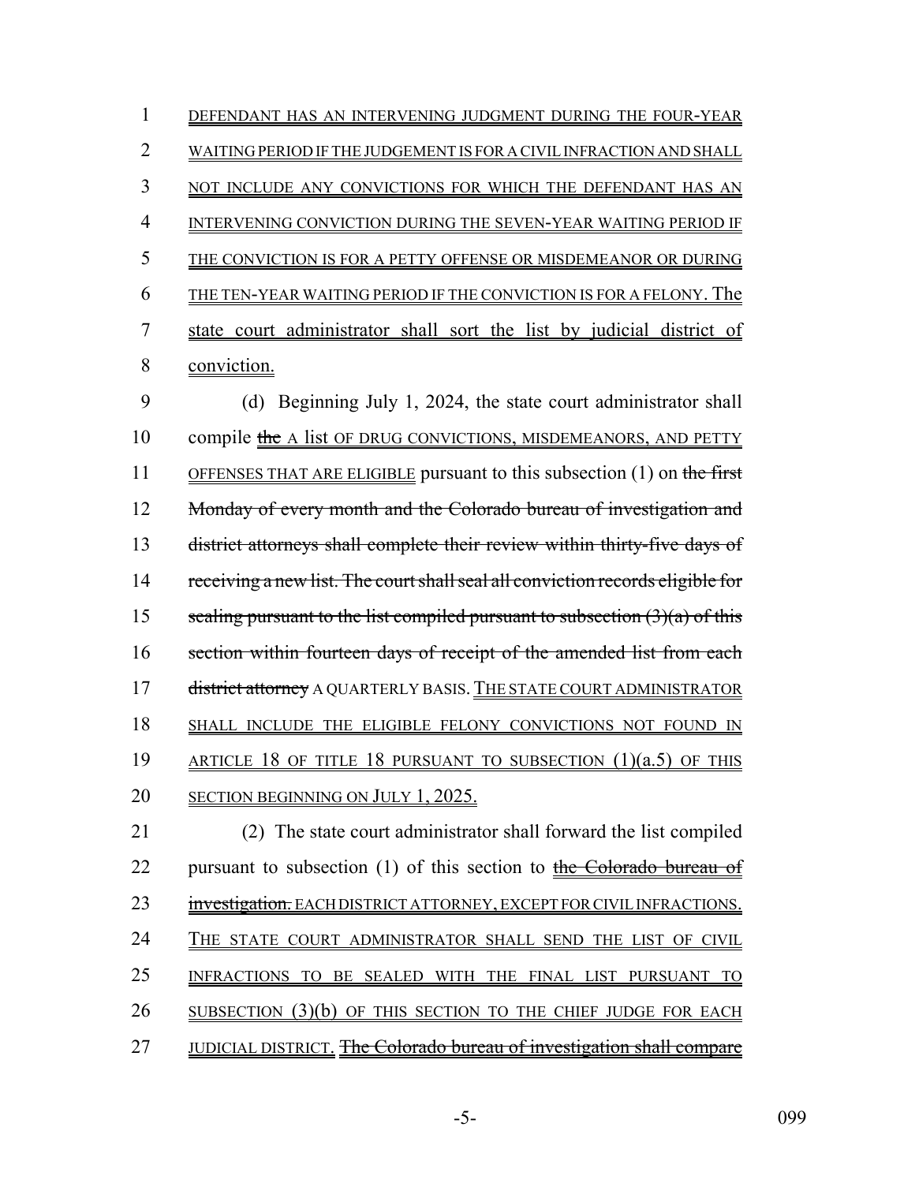DEFENDANT HAS AN INTERVENING JUDGMENT DURING THE FOUR-YEAR WAITING PERIOD IF THE JUDGEMENT IS FOR A CIVIL INFRACTION AND SHALL NOT INCLUDE ANY CONVICTIONS FOR WHICH THE DEFENDANT HAS AN INTERVENING CONVICTION DURING THE SEVEN-YEAR WAITING PERIOD IF THE CONVICTION IS FOR A PETTY OFFENSE OR MISDEMEANOR OR DURING THE TEN-YEAR WAITING PERIOD IF THE CONVICTION IS FOR A FELONY. The state court administrator shall sort the list by judicial district of conviction.

(d) Beginning July 1, 2024, the state court administrator shall compile ~~the~~ A list OF DRUG CONVICTIONS, MISDEMEANORS, AND PETTY OFFENSES THAT ARE ELIGIBLE pursuant to this subsection (1) on ~~the first Monday of every month and the Colorado bureau of investigation and district attorneys shall complete their review within thirty-five days of receiving a new list. The court shall seal all conviction records eligible for sealing pursuant to the list compiled pursuant to subsection (3)(a) of this section within fourteen days of receipt of the amended list from each district attorney~~ A QUARTERLY BASIS. THE STATE COURT ADMINISTRATOR SHALL INCLUDE THE ELIGIBLE FELONY CONVICTIONS NOT FOUND IN ARTICLE 18 OF TITLE 18 PURSUANT TO SUBSECTION (1)(a.5) OF THIS SECTION BEGINNING ON JULY 1, 2025.

(2) The state court administrator shall forward the list compiled pursuant to subsection (1) of this section to ~~the Colorado bureau of investigation.~~ EACH DISTRICT ATTORNEY, EXCEPT FOR CIVIL INFRACTIONS. THE STATE COURT ADMINISTRATOR SHALL SEND THE LIST OF CIVIL INFRACTIONS TO BE SEALED WITH THE FINAL LIST PURSUANT TO SUBSECTION (3)(b) OF THIS SECTION TO THE CHIEF JUDGE FOR EACH JUDICIAL DISTRICT. ~~The Colorado bureau of investigation shall compare~~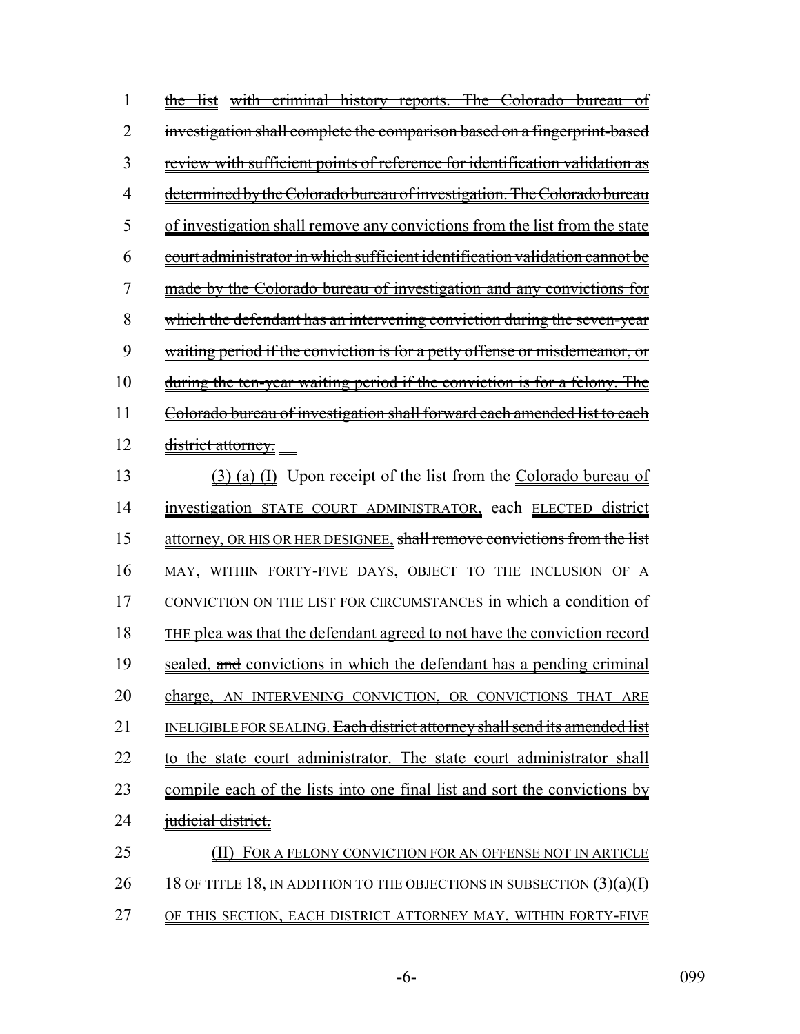~~the list with criminal history reports. The Colorado bureau of investigation shall complete the comparison based on a fingerprint-based review with sufficient points of reference for identification validation as determined by the Colorado bureau of investigation. The Colorado bureau of investigation shall remove any convictions from the list from the state court administrator in which sufficient identification validation cannot be made by the Colorado bureau of investigation and any convictions for which the defendant has an intervening conviction during the seven-year waiting period if the conviction is for a petty offense or misdemeanor, or during the ten-year waiting period if the conviction is for a felony. The Colorado bureau of investigation shall forward each amended list to each district attorney.~~

(3) (a) (I) Upon receipt of the list from the ~~Colorado bureau of investigation~~ STATE COURT ADMINISTRATOR, each ELECTED district attorney, OR HIS OR HER DESIGNEE, ~~shall remove convictions from the list~~ MAY, WITHIN FORTY-FIVE DAYS, OBJECT TO THE INCLUSION OF A CONVICTION ON THE LIST FOR CIRCUMSTANCES in which a condition of THE plea was that the defendant agreed to not have the conviction record sealed, ~~and~~ convictions in which the defendant has a pending criminal charge, AN INTERVENING CONVICTION, OR CONVICTIONS THAT ARE INELIGIBLE FOR SEALING. ~~Each district attorney shall send its amended list to the state court administrator. The state court administrator shall compile each of the lists into one final list and sort the convictions by judicial district.~~

(II) FOR A FELONY CONVICTION FOR AN OFFENSE NOT IN ARTICLE 18 OF TITLE 18, IN ADDITION TO THE OBJECTIONS IN SUBSECTION (3)(a)(I) OF THIS SECTION, EACH DISTRICT ATTORNEY MAY, WITHIN FORTY-FIVE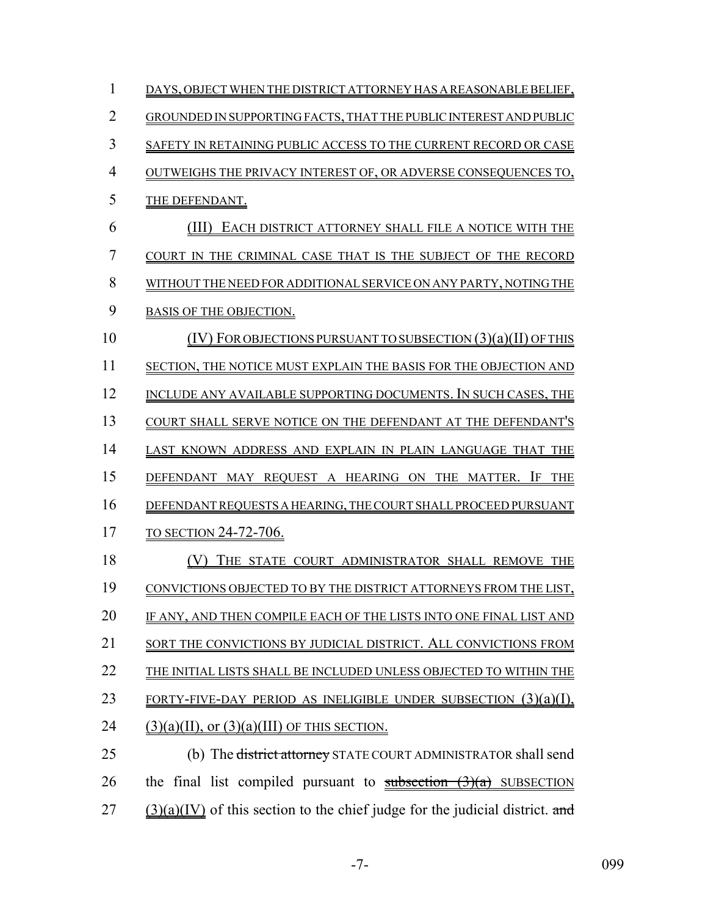DAYS, OBJECT WHEN THE DISTRICT ATTORNEY HAS A REASONABLE BELIEF, GROUNDED IN SUPPORTING FACTS, THAT THE PUBLIC INTEREST AND PUBLIC SAFETY IN RETAINING PUBLIC ACCESS TO THE CURRENT RECORD OR CASE OUTWEIGHS THE PRIVACY INTEREST OF, OR ADVERSE CONSEQUENCES TO, THE DEFENDANT.

(III) EACH DISTRICT ATTORNEY SHALL FILE A NOTICE WITH THE COURT IN THE CRIMINAL CASE THAT IS THE SUBJECT OF THE RECORD WITHOUT THE NEED FOR ADDITIONAL SERVICE ON ANY PARTY, NOTING THE BASIS OF THE OBJECTION.

(IV) FOR OBJECTIONS PURSUANT TO SUBSECTION (3)(a)(II) OF THIS SECTION, THE NOTICE MUST EXPLAIN THE BASIS FOR THE OBJECTION AND INCLUDE ANY AVAILABLE SUPPORTING DOCUMENTS. IN SUCH CASES, THE COURT SHALL SERVE NOTICE ON THE DEFENDANT AT THE DEFENDANT'S LAST KNOWN ADDRESS AND EXPLAIN IN PLAIN LANGUAGE THAT THE DEFENDANT MAY REQUEST A HEARING ON THE MATTER. IF THE DEFENDANT REQUESTS A HEARING, THE COURT SHALL PROCEED PURSUANT TO SECTION 24-72-706.

(V) THE STATE COURT ADMINISTRATOR SHALL REMOVE THE CONVICTIONS OBJECTED TO BY THE DISTRICT ATTORNEYS FROM THE LIST, IF ANY, AND THEN COMPILE EACH OF THE LISTS INTO ONE FINAL LIST AND SORT THE CONVICTIONS BY JUDICIAL DISTRICT. ALL CONVICTIONS FROM THE INITIAL LISTS SHALL BE INCLUDED UNLESS OBJECTED TO WITHIN THE FORTY-FIVE-DAY PERIOD AS INELIGIBLE UNDER SUBSECTION (3)(a)(I), (3)(a)(II), or (3)(a)(III) OF THIS SECTION.

(b) The ~~district attorney~~ STATE COURT ADMINISTRATOR shall send the final list compiled pursuant to ~~subsection (3)(a)~~ SUBSECTION (3)(a)(IV) of this section to the chief judge for the judicial district. ~~and~~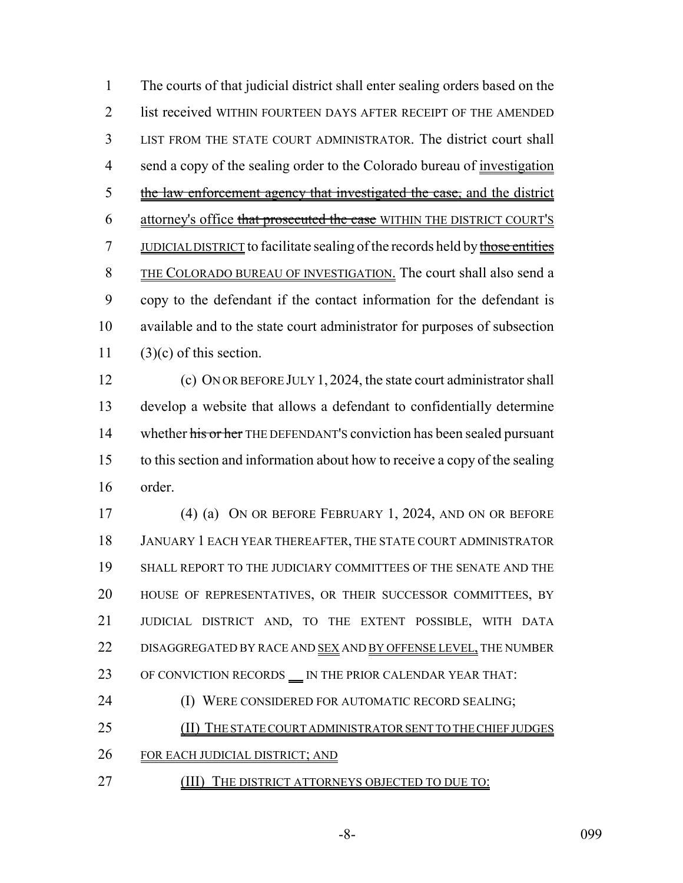The courts of that judicial district shall enter sealing orders based on the list received WITHIN FOURTEEN DAYS AFTER RECEIPT OF THE AMENDED LIST FROM THE STATE COURT ADMINISTRATOR. The district court shall send a copy of the sealing order to the Colorado bureau of investigation ~~the law enforcement agency that investigated the case,~~ and the district attorney's office ~~that prosecuted the case~~ WITHIN THE DISTRICT COURT'S JUDICIAL DISTRICT to facilitate sealing of the records held by ~~those entities~~ THE COLORADO BUREAU OF INVESTIGATION. The court shall also send a copy to the defendant if the contact information for the defendant is available and to the state court administrator for purposes of subsection (3)(c) of this section.

(c) ON OR BEFORE JULY 1, 2024, the state court administrator shall develop a website that allows a defendant to confidentially determine whether ~~his or her~~ THE DEFENDANT'S conviction has been sealed pursuant to this section and information about how to receive a copy of the sealing order.

(4) (a) ON OR BEFORE FEBRUARY 1, 2024, AND ON OR BEFORE JANUARY 1 EACH YEAR THEREAFTER, THE STATE COURT ADMINISTRATOR SHALL REPORT TO THE JUDICIARY COMMITTEES OF THE SENATE AND THE HOUSE OF REPRESENTATIVES, OR THEIR SUCCESSOR COMMITTEES, BY JUDICIAL DISTRICT AND, TO THE EXTENT POSSIBLE, WITH DATA DISAGGREGATED BY RACE AND SEX AND BY OFFENSE LEVEL, THE NUMBER OF CONVICTION RECORDS __ IN THE PRIOR CALENDAR YEAR THAT:

(I) WERE CONSIDERED FOR AUTOMATIC RECORD SEALING;

(II) THE STATE COURT ADMINISTRATOR SENT TO THE CHIEF JUDGES FOR EACH JUDICIAL DISTRICT; AND

(III) THE DISTRICT ATTORNEYS OBJECTED TO DUE TO: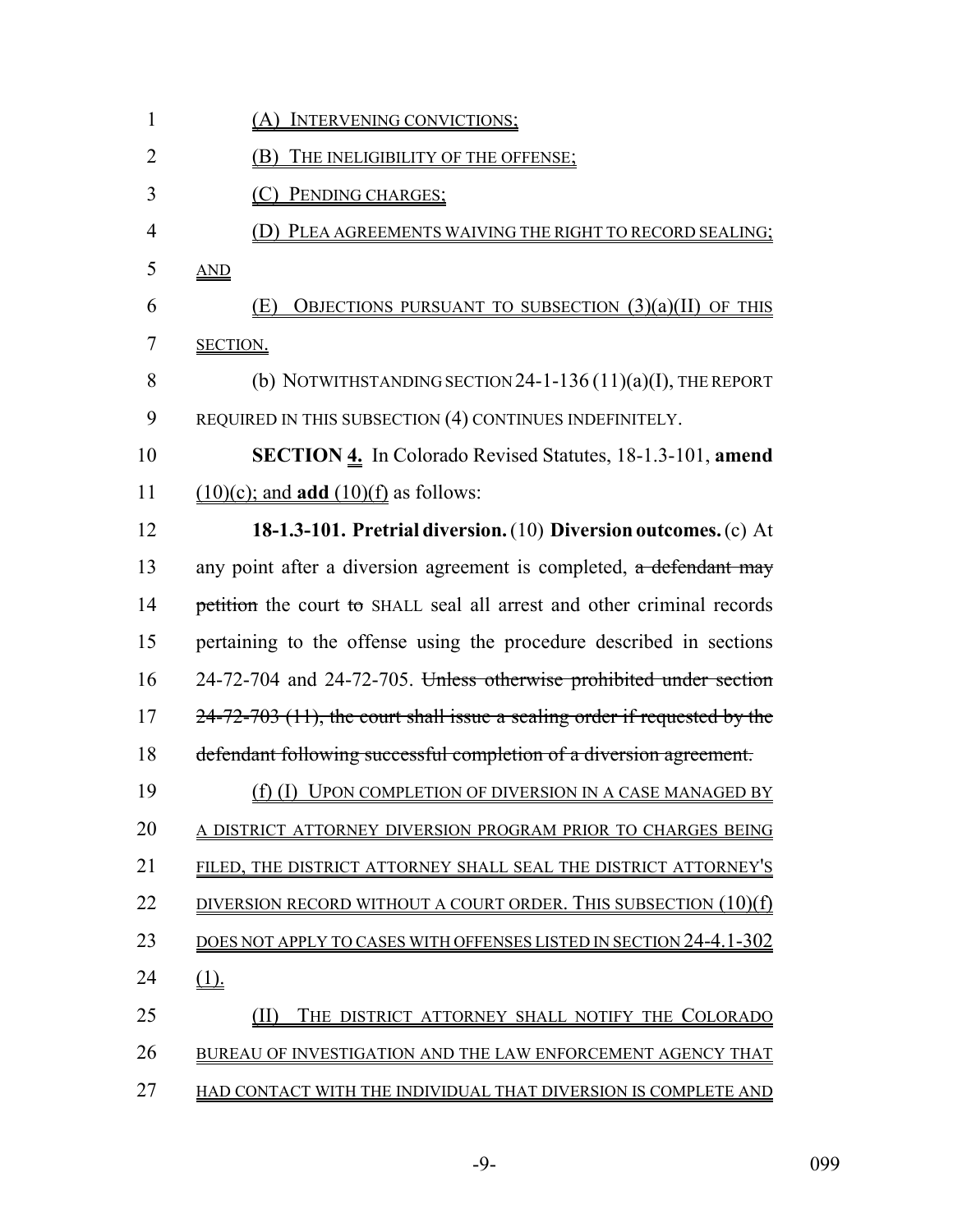(A) INTERVENING CONVICTIONS;

(B) THE INELIGIBILITY OF THE OFFENSE;

(C) PENDING CHARGES;

(D) PLEA AGREEMENTS WAIVING THE RIGHT TO RECORD SEALING; AND

(E) OBJECTIONS PURSUANT TO SUBSECTION (3)(a)(II) OF THIS SECTION.

(b) NOTWITHSTANDING SECTION 24-1-136 (11)(a)(I), THE REPORT REQUIRED IN THIS SUBSECTION (4) CONTINUES INDEFINITELY.

**SECTION 4.** In Colorado Revised Statutes, 18-1.3-101, **amend** (10)(c); and **add** (10)(f) as follows:

**18-1.3-101. Pretrial diversion.** (10) **Diversion outcomes.** (c) At any point after a diversion agreement is completed, ~~a defendant may petition~~ the court ~~to~~ SHALL seal all arrest and other criminal records pertaining to the offense using the procedure described in sections 24-72-704 and 24-72-705. ~~Unless otherwise prohibited under section 24-72-703 (11), the court shall issue a sealing order if requested by the defendant following successful completion of a diversion agreement.~~

(f) (I) UPON COMPLETION OF DIVERSION IN A CASE MANAGED BY A DISTRICT ATTORNEY DIVERSION PROGRAM PRIOR TO CHARGES BEING FILED, THE DISTRICT ATTORNEY SHALL SEAL THE DISTRICT ATTORNEY'S DIVERSION RECORD WITHOUT A COURT ORDER. THIS SUBSECTION (10)(f) DOES NOT APPLY TO CASES WITH OFFENSES LISTED IN SECTION 24-4.1-302 (1).

(II) THE DISTRICT ATTORNEY SHALL NOTIFY THE COLORADO BUREAU OF INVESTIGATION AND THE LAW ENFORCEMENT AGENCY THAT HAD CONTACT WITH THE INDIVIDUAL THAT DIVERSION IS COMPLETE AND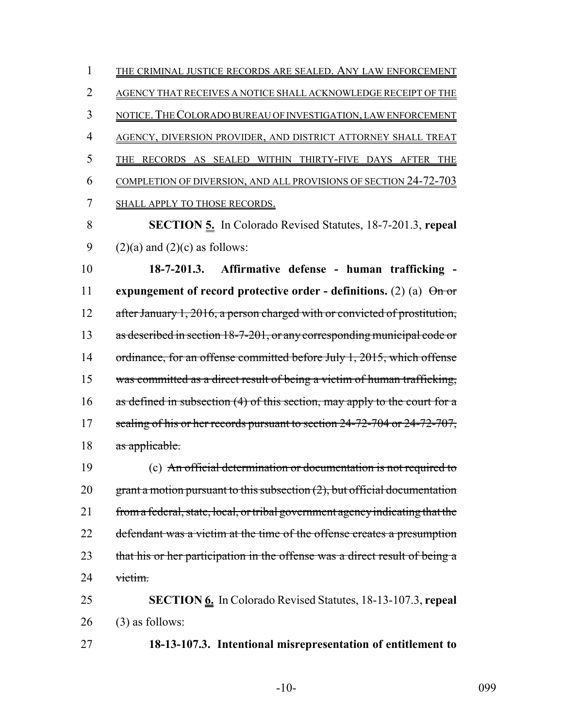THE CRIMINAL JUSTICE RECORDS ARE SEALED. ANY LAW ENFORCEMENT AGENCY THAT RECEIVES A NOTICE SHALL ACKNOWLEDGE RECEIPT OF THE NOTICE. THE COLORADO BUREAU OF INVESTIGATION, LAW ENFORCEMENT AGENCY, DIVERSION PROVIDER, AND DISTRICT ATTORNEY SHALL TREAT THE RECORDS AS SEALED WITHIN THIRTY-FIVE DAYS AFTER THE COMPLETION OF DIVERSION, AND ALL PROVISIONS OF SECTION 24-72-703 SHALL APPLY TO THOSE RECORDS.

**SECTION 5.** In Colorado Revised Statutes, 18-7-201.3, **repeal** (2)(a) and (2)(c) as follows:

**18-7-201.3. Affirmative defense - human trafficking - expungement of record protective order - definitions.** (2) (a) ~~On or after January 1, 2016, a person charged with or convicted of prostitution, as described in section 18-7-201, or any corresponding municipal code or ordinance, for an offense committed before July 1, 2015, which offense was committed as a direct result of being a victim of human trafficking, as defined in subsection (4) of this section, may apply to the court for a sealing of his or her records pursuant to section 24-72-704 or 24-72-707, as applicable.~~

(c) ~~An official determination or documentation is not required to grant a motion pursuant to this subsection (2), but official documentation from a federal, state, local, or tribal government agency indicating that the defendant was a victim at the time of the offense creates a presumption that his or her participation in the offense was a direct result of being a victim.~~

**SECTION 6.** In Colorado Revised Statutes, 18-13-107.3, **repeal** (3) as follows:

**18-13-107.3. Intentional misrepresentation of entitlement to**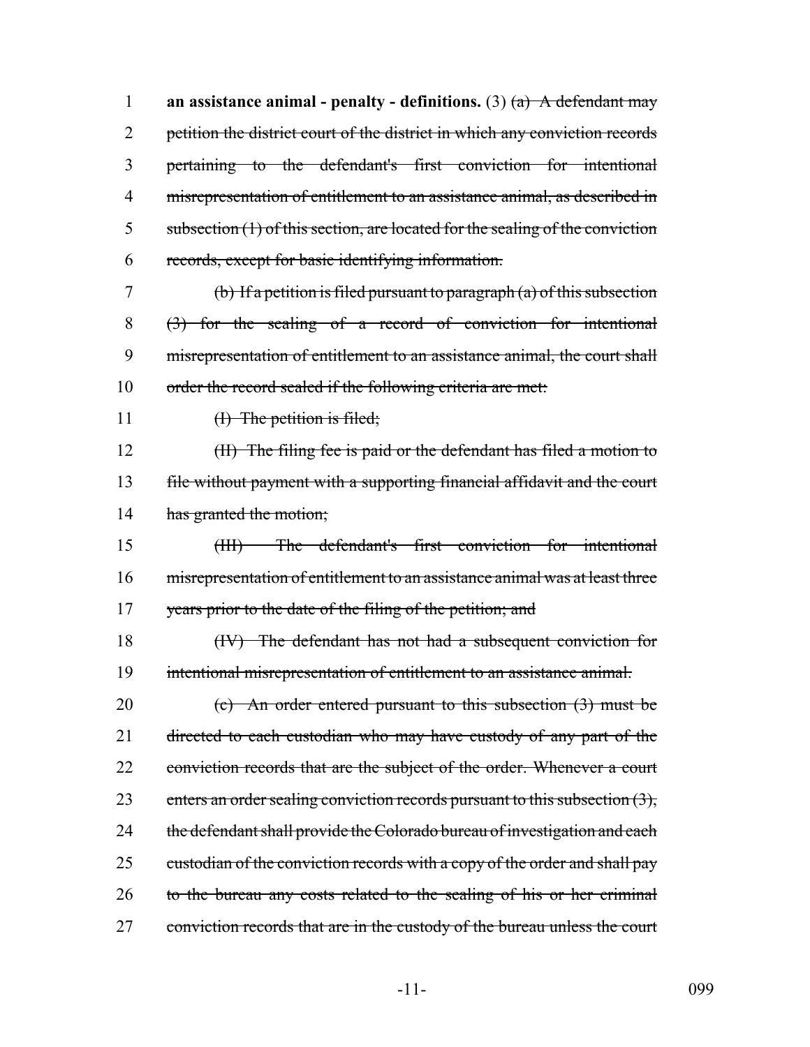**an assistance animal - penalty - definitions.** (3) ~~(a) A defendant may petition the district court of the district in which any conviction records pertaining to the defendant's first conviction for intentional misrepresentation of entitlement to an assistance animal, as described in subsection (1) of this section, are located for the sealing of the conviction records, except for basic identifying information.~~

~~(b) If a petition is filed pursuant to paragraph (a) of this subsection (3) for the sealing of a record of conviction for intentional misrepresentation of entitlement to an assistance animal, the court shall order the record sealed if the following criteria are met:~~

~~(I) The petition is filed;~~

~~(II) The filing fee is paid or the defendant has filed a motion to file without payment with a supporting financial affidavit and the court has granted the motion;~~

~~(III) The defendant's first conviction for intentional misrepresentation of entitlement to an assistance animal was at least three years prior to the date of the filing of the petition; and~~

~~(IV) The defendant has not had a subsequent conviction for intentional misrepresentation of entitlement to an assistance animal.~~

~~(c) An order entered pursuant to this subsection (3) must be directed to each custodian who may have custody of any part of the conviction records that are the subject of the order. Whenever a court enters an order sealing conviction records pursuant to this subsection (3), the defendant shall provide the Colorado bureau of investigation and each custodian of the conviction records with a copy of the order and shall pay to the bureau any costs related to the sealing of his or her criminal conviction records that are in the custody of the bureau unless the court~~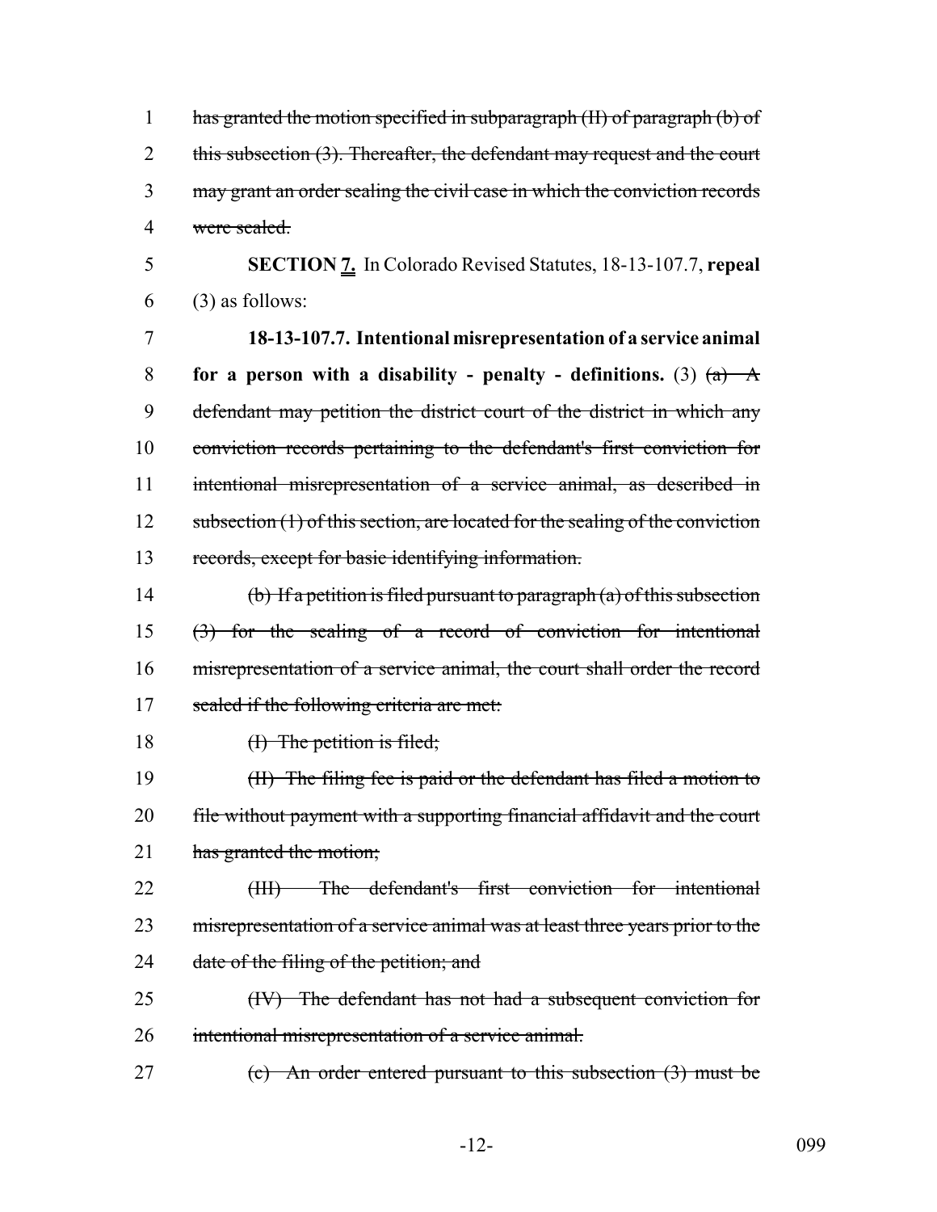~~has granted the motion specified in subparagraph (II) of paragraph (b) of this subsection (3). Thereafter, the defendant may request and the court may grant an order sealing the civil case in which the conviction records were sealed.~~

**SECTION 7.** In Colorado Revised Statutes, 18-13-107.7, **repeal** (3) as follows:

**18-13-107.7. Intentional misrepresentation of a service animal for a person with a disability - penalty - definitions.** (3) ~~(a) A defendant may petition the district court of the district in which any conviction records pertaining to the defendant's first conviction for intentional misrepresentation of a service animal, as described in subsection (1) of this section, are located for the sealing of the conviction records, except for basic identifying information.~~

~~(b) If a petition is filed pursuant to paragraph (a) of this subsection (3) for the sealing of a record of conviction for intentional misrepresentation of a service animal, the court shall order the record sealed if the following criteria are met:~~

~~(I) The petition is filed;~~

~~(II) The filing fee is paid or the defendant has filed a motion to file without payment with a supporting financial affidavit and the court has granted the motion;~~

~~(III) The defendant's first conviction for intentional misrepresentation of a service animal was at least three years prior to the date of the filing of the petition; and~~

~~(IV) The defendant has not had a subsequent conviction for intentional misrepresentation of a service animal.~~

~~(c) An order entered pursuant to this subsection (3) must be~~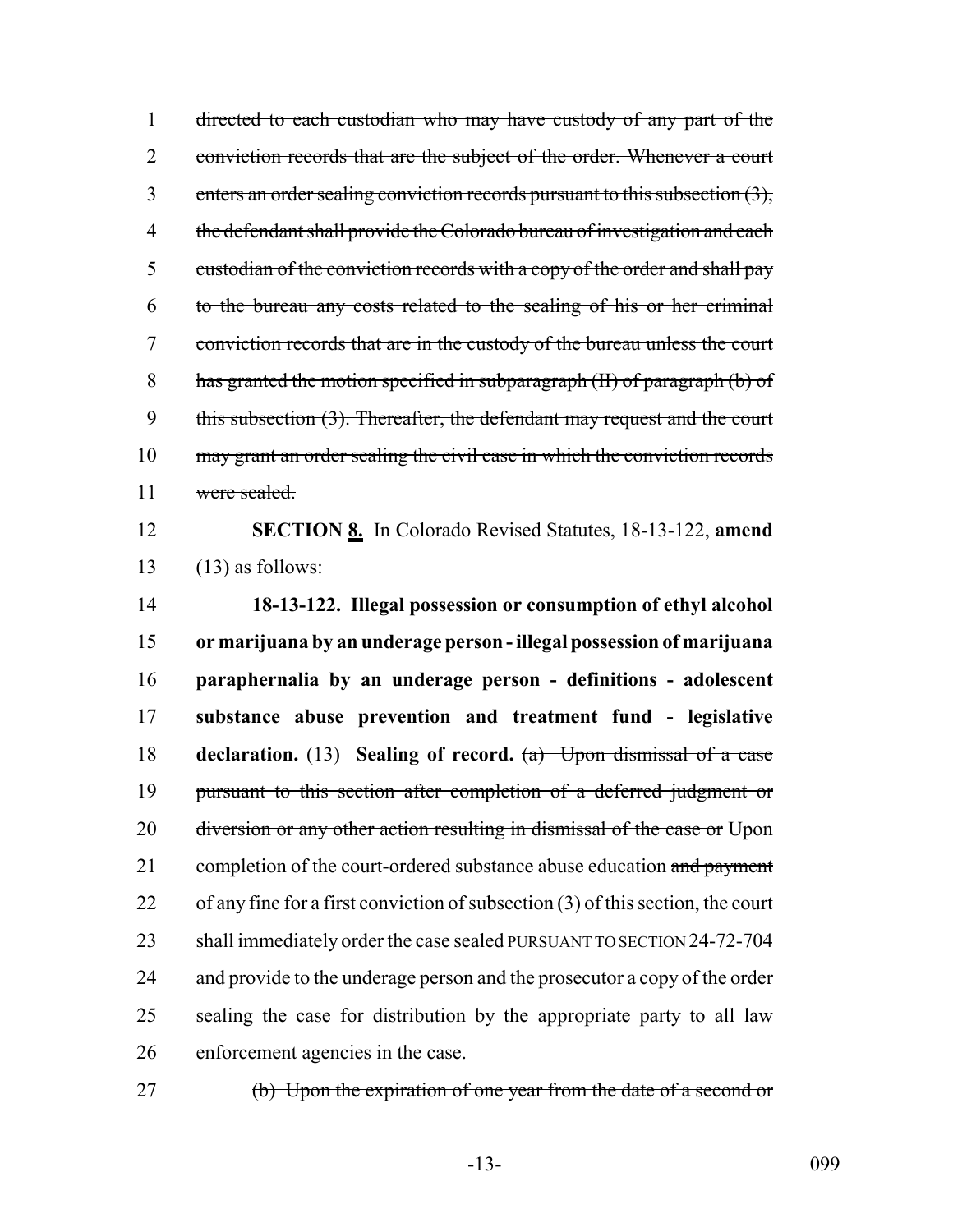~~directed to each custodian who may have custody of any part of the conviction records that are the subject of the order. Whenever a court enters an order sealing conviction records pursuant to this subsection (3), the defendant shall provide the Colorado bureau of investigation and each custodian of the conviction records with a copy of the order and shall pay to the bureau any costs related to the sealing of his or her criminal conviction records that are in the custody of the bureau unless the court has granted the motion specified in subparagraph (II) of paragraph (b) of this subsection (3). Thereafter, the defendant may request and the court may grant an order sealing the civil case in which the conviction records were sealed.~~

**SECTION 8.** In Colorado Revised Statutes, 18-13-122, **amend** (13) as follows:

**18-13-122. Illegal possession or consumption of ethyl alcohol or marijuana by an underage person - illegal possession of marijuana paraphernalia by an underage person - definitions - adolescent substance abuse prevention and treatment fund - legislative declaration.** (13) **Sealing of record.** ~~(a) Upon dismissal of a case pursuant to this section after completion of a deferred judgment or diversion or any other action resulting in dismissal of the case or~~ Upon completion of the court-ordered substance abuse education ~~and payment of any fine~~ for a first conviction of subsection (3) of this section, the court shall immediately order the case sealed PURSUANT TO SECTION 24-72-704 and provide to the underage person and the prosecutor a copy of the order sealing the case for distribution by the appropriate party to all law enforcement agencies in the case.

~~(b) Upon the expiration of one year from the date of a second or~~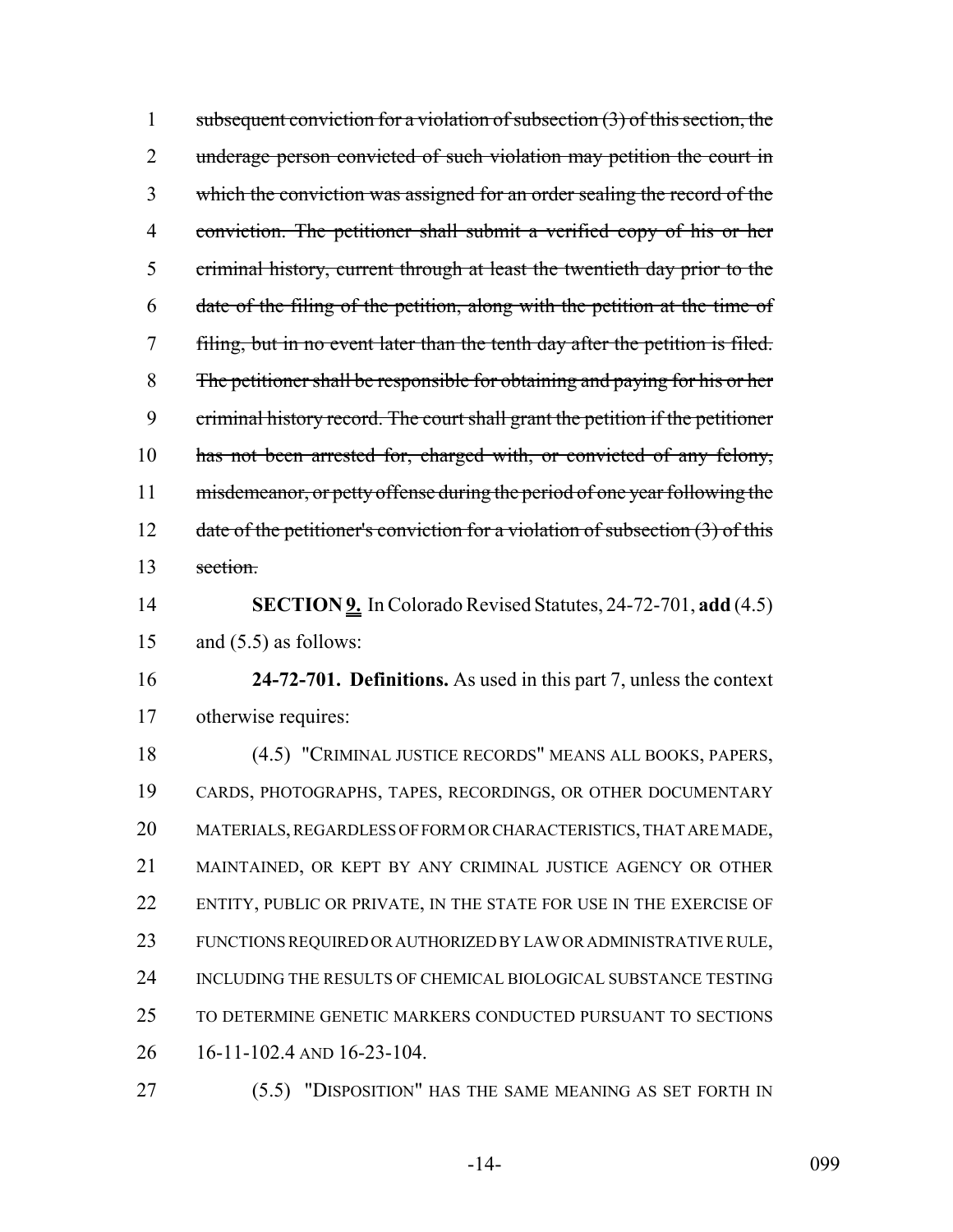subsequent conviction for a violation of subsection (3) of this section, the underage person convicted of such violation may petition the court in which the conviction was assigned for an order sealing the record of the conviction. The petitioner shall submit a verified copy of his or her criminal history, current through at least the twentieth day prior to the date of the filing of the petition, along with the petition at the time of filing, but in no event later than the tenth day after the petition is filed. The petitioner shall be responsible for obtaining and paying for his or her criminal history record. The court shall grant the petition if the petitioner has not been arrested for, charged with, or convicted of any felony, misdemeanor, or petty offense during the period of one year following the date of the petitioner's conviction for a violation of subsection (3) of this section.

**SECTION 9.** In Colorado Revised Statutes, 24-72-701, **add** (4.5) and (5.5) as follows:

**24-72-701. Definitions.** As used in this part 7, unless the context otherwise requires:

(4.5) "CRIMINAL JUSTICE RECORDS" MEANS ALL BOOKS, PAPERS, CARDS, PHOTOGRAPHS, TAPES, RECORDINGS, OR OTHER DOCUMENTARY MATERIALS, REGARDLESS OF FORM OR CHARACTERISTICS, THAT ARE MADE, MAINTAINED, OR KEPT BY ANY CRIMINAL JUSTICE AGENCY OR OTHER ENTITY, PUBLIC OR PRIVATE, IN THE STATE FOR USE IN THE EXERCISE OF FUNCTIONS REQUIRED OR AUTHORIZED BY LAW OR ADMINISTRATIVE RULE, INCLUDING THE RESULTS OF CHEMICAL BIOLOGICAL SUBSTANCE TESTING TO DETERMINE GENETIC MARKERS CONDUCTED PURSUANT TO SECTIONS 16-11-102.4 AND 16-23-104.

(5.5) "DISPOSITION" HAS THE SAME MEANING AS SET FORTH IN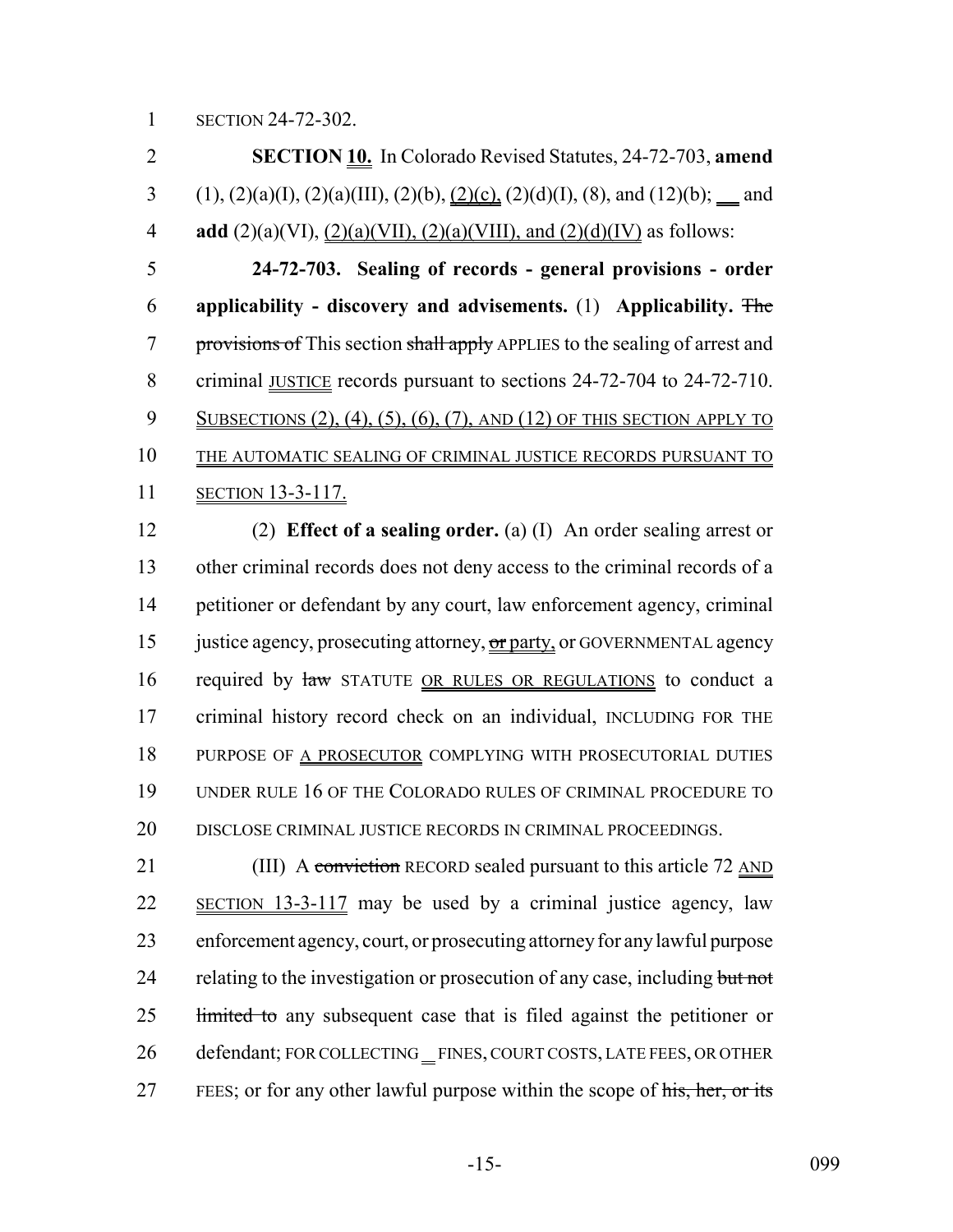SECTION 24-72-302.

**SECTION 10.** In Colorado Revised Statutes, 24-72-703, **amend** (1), (2)(a)(I), (2)(a)(III), (2)(b), (2)(c), (2)(d)(I), (8), and (12)(b); and **add** (2)(a)(VI), (2)(a)(VII), (2)(a)(VIII), and (2)(d)(IV) as follows:

**24-72-703. Sealing of records - general provisions - order applicability - discovery and advisements.** (1) **Applicability.** ~~The provisions of~~ This section ~~shall apply~~ APPLIES to the sealing of arrest and criminal JUSTICE records pursuant to sections 24-72-704 to 24-72-710. SUBSECTIONS (2), (4), (5), (6), (7), AND (12) OF THIS SECTION APPLY TO THE AUTOMATIC SEALING OF CRIMINAL JUSTICE RECORDS PURSUANT TO SECTION 13-3-117.

(2) **Effect of a sealing order.** (a) (I) An order sealing arrest or other criminal records does not deny access to the criminal records of a petitioner or defendant by any court, law enforcement agency, criminal justice agency, prosecuting attorney, ~~or~~ party, or GOVERNMENTAL agency required by ~~law~~ STATUTE OR RULES OR REGULATIONS to conduct a criminal history record check on an individual, INCLUDING FOR THE PURPOSE OF A PROSECUTOR COMPLYING WITH PROSECUTORIAL DUTIES UNDER RULE 16 OF THE COLORADO RULES OF CRIMINAL PROCEDURE TO DISCLOSE CRIMINAL JUSTICE RECORDS IN CRIMINAL PROCEEDINGS.

(III) A ~~conviction~~ RECORD sealed pursuant to this article 72 AND SECTION 13-3-117 may be used by a criminal justice agency, law enforcement agency, court, or prosecuting attorney for any lawful purpose relating to the investigation or prosecution of any case, including ~~but not limited to~~ any subsequent case that is filed against the petitioner or defendant; FOR COLLECTING FINES, COURT COSTS, LATE FEES, OR OTHER FEES; or for any other lawful purpose within the scope of ~~his, her, or its~~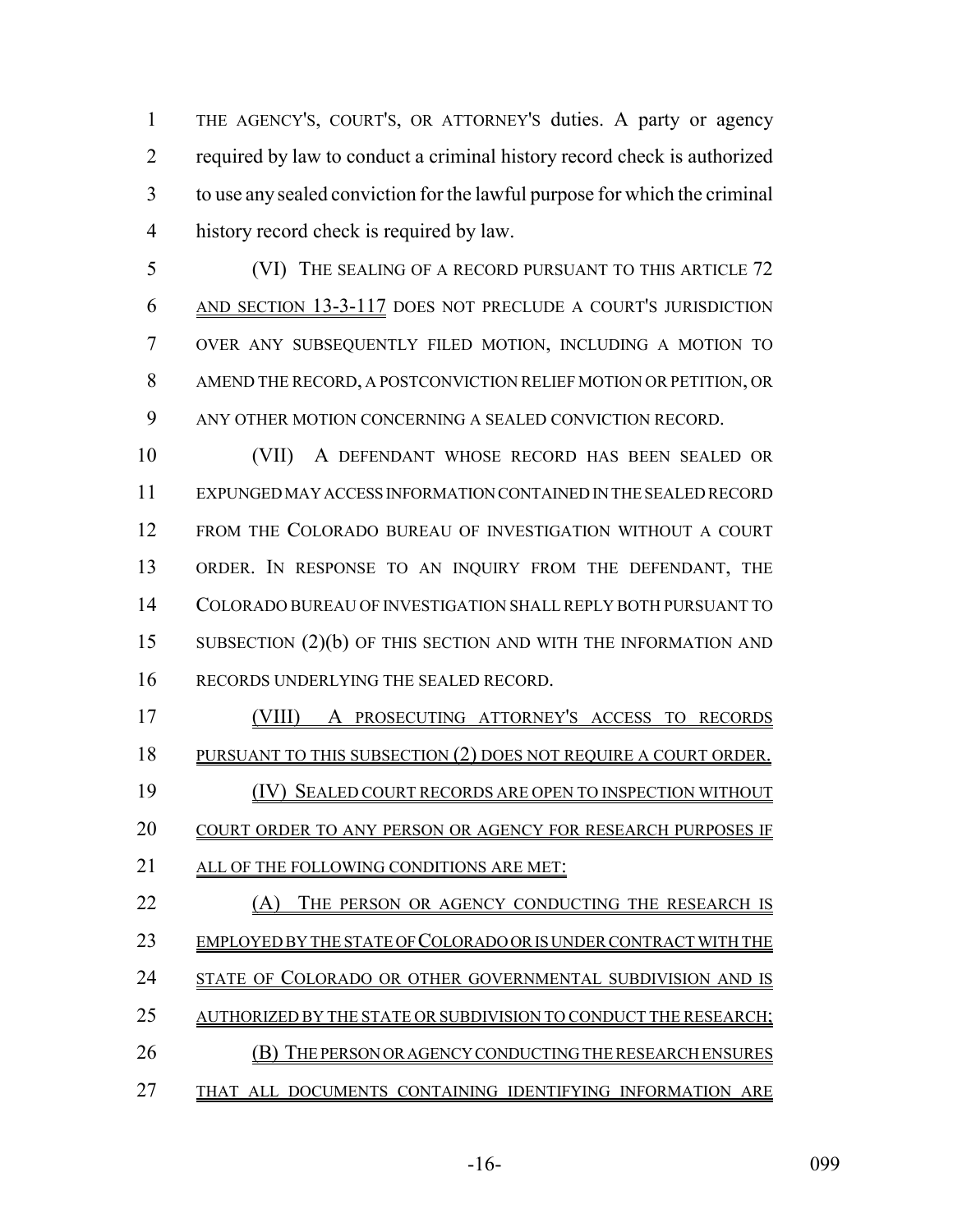THE AGENCY'S, COURT'S, OR ATTORNEY'S duties. A party or agency required by law to conduct a criminal history record check is authorized to use any sealed conviction for the lawful purpose for which the criminal history record check is required by law.

(VI) THE SEALING OF A RECORD PURSUANT TO THIS ARTICLE 72 AND SECTION 13-3-117 DOES NOT PRECLUDE A COURT'S JURISDICTION OVER ANY SUBSEQUENTLY FILED MOTION, INCLUDING A MOTION TO AMEND THE RECORD, A POSTCONVICTION RELIEF MOTION OR PETITION, OR ANY OTHER MOTION CONCERNING A SEALED CONVICTION RECORD.

(VII) A DEFENDANT WHOSE RECORD HAS BEEN SEALED OR EXPUNGED MAY ACCESS INFORMATION CONTAINED IN THE SEALED RECORD FROM THE COLORADO BUREAU OF INVESTIGATION WITHOUT A COURT ORDER. IN RESPONSE TO AN INQUIRY FROM THE DEFENDANT, THE COLORADO BUREAU OF INVESTIGATION SHALL REPLY BOTH PURSUANT TO SUBSECTION (2)(b) OF THIS SECTION AND WITH THE INFORMATION AND RECORDS UNDERLYING THE SEALED RECORD.

(VIII) A PROSECUTING ATTORNEY'S ACCESS TO RECORDS PURSUANT TO THIS SUBSECTION (2) DOES NOT REQUIRE A COURT ORDER.

(IV) SEALED COURT RECORDS ARE OPEN TO INSPECTION WITHOUT COURT ORDER TO ANY PERSON OR AGENCY FOR RESEARCH PURPOSES IF ALL OF THE FOLLOWING CONDITIONS ARE MET:

(A) THE PERSON OR AGENCY CONDUCTING THE RESEARCH IS EMPLOYED BY THE STATE OF COLORADO OR IS UNDER CONTRACT WITH THE STATE OF COLORADO OR OTHER GOVERNMENTAL SUBDIVISION AND IS AUTHORIZED BY THE STATE OR SUBDIVISION TO CONDUCT THE RESEARCH;

(B) THE PERSON OR AGENCY CONDUCTING THE RESEARCH ENSURES THAT ALL DOCUMENTS CONTAINING IDENTIFYING INFORMATION ARE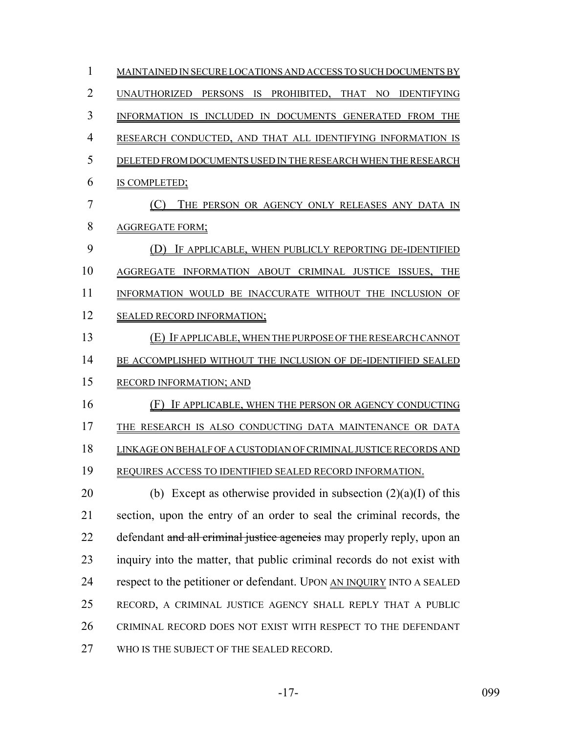MAINTAINED IN SECURE LOCATIONS AND ACCESS TO SUCH DOCUMENTS BY UNAUTHORIZED PERSONS IS PROHIBITED, THAT NO IDENTIFYING INFORMATION IS INCLUDED IN DOCUMENTS GENERATED FROM THE RESEARCH CONDUCTED, AND THAT ALL IDENTIFYING INFORMATION IS DELETED FROM DOCUMENTS USED IN THE RESEARCH WHEN THE RESEARCH IS COMPLETED;

(C) THE PERSON OR AGENCY ONLY RELEASES ANY DATA IN AGGREGATE FORM;

(D) IF APPLICABLE, WHEN PUBLICLY REPORTING DE-IDENTIFIED AGGREGATE INFORMATION ABOUT CRIMINAL JUSTICE ISSUES, THE INFORMATION WOULD BE INACCURATE WITHOUT THE INCLUSION OF SEALED RECORD INFORMATION;

(E) IF APPLICABLE, WHEN THE PURPOSE OF THE RESEARCH CANNOT BE ACCOMPLISHED WITHOUT THE INCLUSION OF DE-IDENTIFIED SEALED RECORD INFORMATION; AND

(F) IF APPLICABLE, WHEN THE PERSON OR AGENCY CONDUCTING THE RESEARCH IS ALSO CONDUCTING DATA MAINTENANCE OR DATA LINKAGE ON BEHALF OF A CUSTODIAN OF CRIMINAL JUSTICE RECORDS AND REQUIRES ACCESS TO IDENTIFIED SEALED RECORD INFORMATION.

(b) Except as otherwise provided in subsection (2)(a)(I) of this section, upon the entry of an order to seal the criminal records, the defendant ~~and all criminal justice agencies~~ may properly reply, upon an inquiry into the matter, that public criminal records do not exist with respect to the petitioner or defendant. UPON AN INQUIRY INTO A SEALED RECORD, A CRIMINAL JUSTICE AGENCY SHALL REPLY THAT A PUBLIC CRIMINAL RECORD DOES NOT EXIST WITH RESPECT TO THE DEFENDANT WHO IS THE SUBJECT OF THE SEALED RECORD.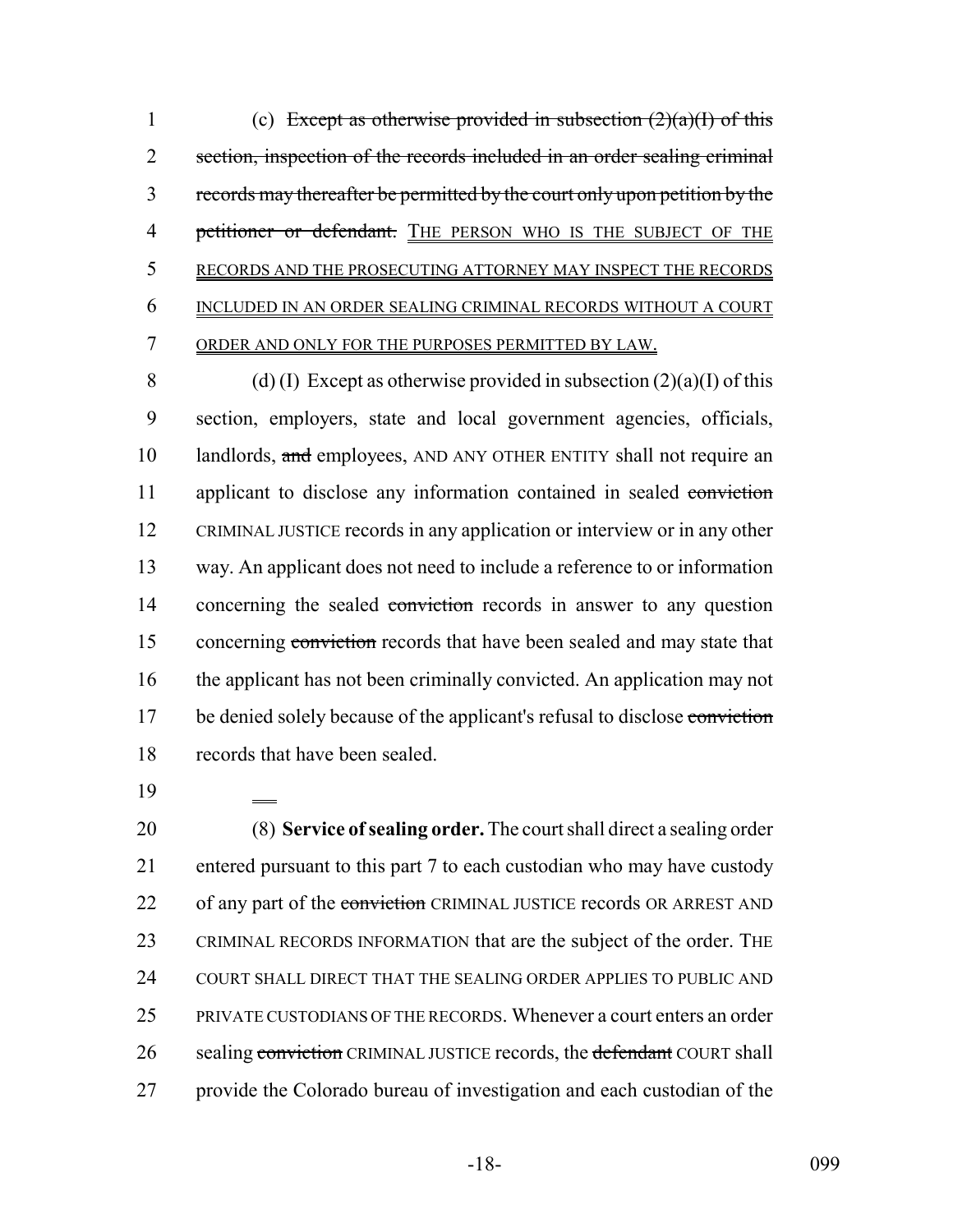(c) ~~Except as otherwise provided in subsection (2)(a)(I) of this section, inspection of the records included in an order sealing criminal records may thereafter be permitted by the court only upon petition by the petitioner or defendant.~~ THE PERSON WHO IS THE SUBJECT OF THE RECORDS AND THE PROSECUTING ATTORNEY MAY INSPECT THE RECORDS INCLUDED IN AN ORDER SEALING CRIMINAL RECORDS WITHOUT A COURT ORDER AND ONLY FOR THE PURPOSES PERMITTED BY LAW.

(d) (I) Except as otherwise provided in subsection (2)(a)(I) of this section, employers, state and local government agencies, officials, landlords, ~~and~~ employees, AND ANY OTHER ENTITY shall not require an applicant to disclose any information contained in sealed ~~conviction~~ CRIMINAL JUSTICE records in any application or interview or in any other way. An applicant does not need to include a reference to or information concerning the sealed ~~conviction~~ records in answer to any question concerning ~~conviction~~ records that have been sealed and may state that the applicant has not been criminally convicted. An application may not be denied solely because of the applicant's refusal to disclose ~~conviction~~ records that have been sealed.

(8) **Service of sealing order.** The court shall direct a sealing order entered pursuant to this part 7 to each custodian who may have custody of any part of the ~~conviction~~ CRIMINAL JUSTICE records OR ARREST AND CRIMINAL RECORDS INFORMATION that are the subject of the order. THE COURT SHALL DIRECT THAT THE SEALING ORDER APPLIES TO PUBLIC AND PRIVATE CUSTODIANS OF THE RECORDS. Whenever a court enters an order sealing ~~conviction~~ CRIMINAL JUSTICE records, the ~~defendant~~ COURT shall provide the Colorado bureau of investigation and each custodian of the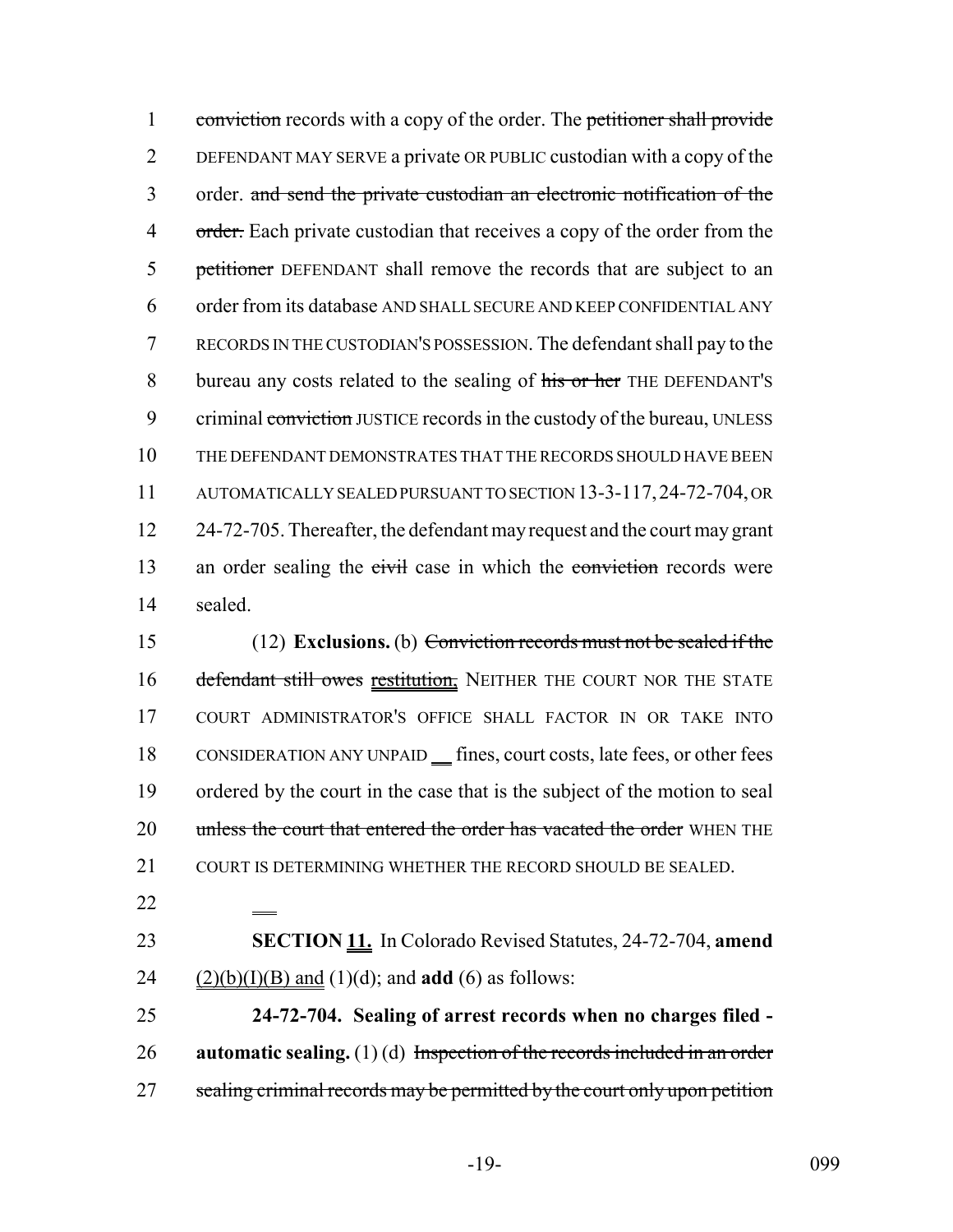~~conviction~~ records with a copy of the order. The ~~petitioner shall provide~~ DEFENDANT MAY SERVE a private OR PUBLIC custodian with a copy of the order. ~~and send the private custodian an electronic notification of the order.~~ Each private custodian that receives a copy of the order from the ~~petitioner~~ DEFENDANT shall remove the records that are subject to an order from its database AND SHALL SECURE AND KEEP CONFIDENTIAL ANY RECORDS IN THE CUSTODIAN'S POSSESSION. The defendant shall pay to the bureau any costs related to the sealing of ~~his or her~~ THE DEFENDANT'S criminal ~~conviction~~ JUSTICE records in the custody of the bureau, UNLESS THE DEFENDANT DEMONSTRATES THAT THE RECORDS SHOULD HAVE BEEN AUTOMATICALLY SEALED PURSUANT TO SECTION 13-3-117, 24-72-704, OR 24-72-705. Thereafter, the defendant may request and the court may grant an order sealing the ~~civil~~ case in which the ~~conviction~~ records were sealed.

(12) **Exclusions.** (b) ~~Conviction records must not be sealed if the defendant still owes restitution,~~ NEITHER THE COURT NOR THE STATE COURT ADMINISTRATOR'S OFFICE SHALL FACTOR IN OR TAKE INTO CONSIDERATION ANY UNPAID fines, court costs, late fees, or other fees ordered by the court in the case that is the subject of the motion to seal ~~unless the court that entered the order has vacated the order~~ WHEN THE COURT IS DETERMINING WHETHER THE RECORD SHOULD BE SEALED.

**SECTION <u>11.</u>** In Colorado Revised Statutes, 24-72-704, **amend** <u>(2)(b)(I)(B) and</u> (1)(d); and **add** (6) as follows:

**24-72-704. Sealing of arrest records when no charges filed - automatic sealing.** (1) (d) ~~Inspection of the records included in an order sealing criminal records may be permitted by the court only upon petition~~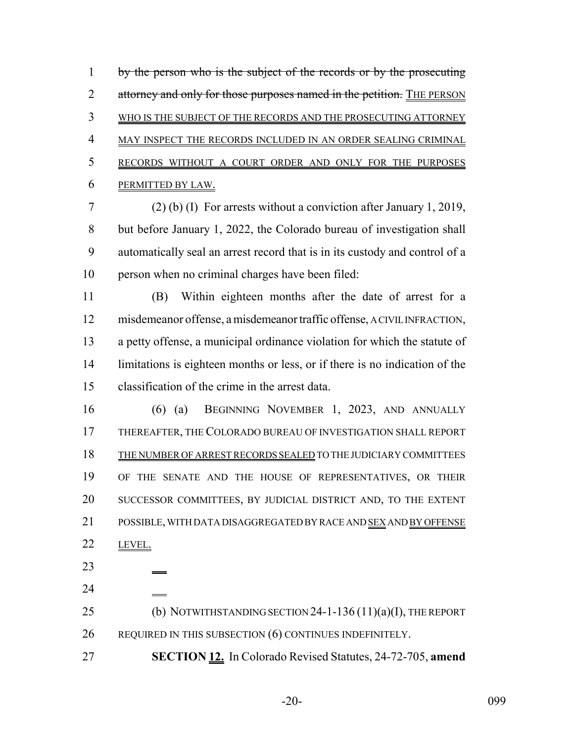by the person who is the subject of the records or by the prosecuting attorney and only for those purposes named in the petition. THE PERSON WHO IS THE SUBJECT OF THE RECORDS AND THE PROSECUTING ATTORNEY MAY INSPECT THE RECORDS INCLUDED IN AN ORDER SEALING CRIMINAL RECORDS WITHOUT A COURT ORDER AND ONLY FOR THE PURPOSES PERMITTED BY LAW.

(2) (b) (I) For arrests without a conviction after January 1, 2019, but before January 1, 2022, the Colorado bureau of investigation shall automatically seal an arrest record that is in its custody and control of a person when no criminal charges have been filed:

(B) Within eighteen months after the date of arrest for a misdemeanor offense, a misdemeanor traffic offense, A CIVIL INFRACTION, a petty offense, a municipal ordinance violation for which the statute of limitations is eighteen months or less, or if there is no indication of the classification of the crime in the arrest data.

(6) (a) BEGINNING NOVEMBER 1, 2023, AND ANNUALLY THEREAFTER, THE COLORADO BUREAU OF INVESTIGATION SHALL REPORT THE NUMBER OF ARREST RECORDS SEALED TO THE JUDICIARY COMMITTEES OF THE SENATE AND THE HOUSE OF REPRESENTATIVES, OR THEIR SUCCESSOR COMMITTEES, BY JUDICIAL DISTRICT AND, TO THE EXTENT POSSIBLE, WITH DATA DISAGGREGATED BY RACE AND SEX AND BY OFFENSE LEVEL.

(b) NOTWITHSTANDING SECTION 24-1-136 (11)(a)(I), THE REPORT REQUIRED IN THIS SUBSECTION (6) CONTINUES INDEFINITELY.

**SECTION 12.** In Colorado Revised Statutes, 24-72-705, **amend**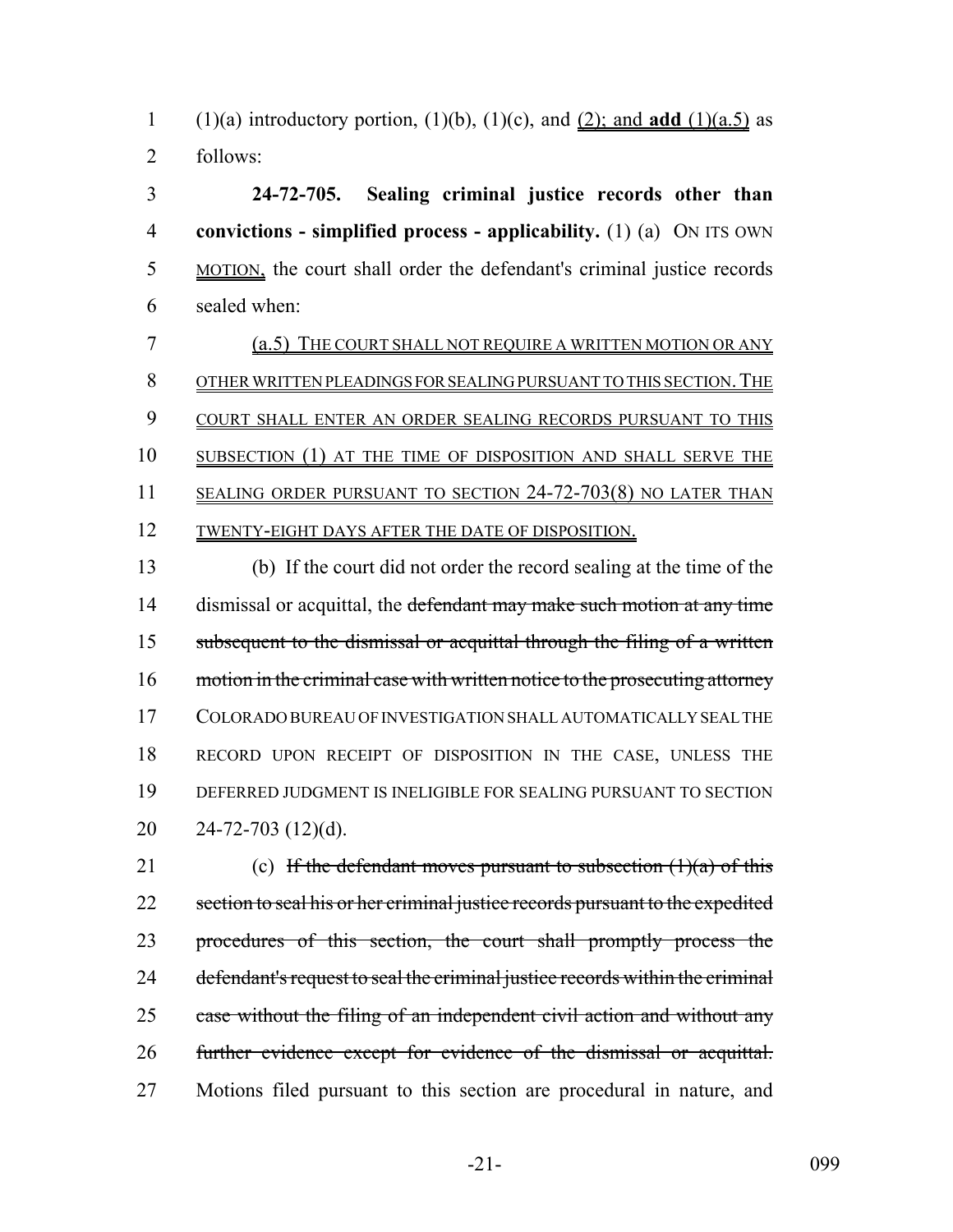(1)(a) introductory portion, (1)(b), (1)(c), and (2); and **add** (1)(a.5) as follows:

**24-72-705. Sealing criminal justice records other than convictions - simplified process - applicability.** (1) (a) ON ITS OWN MOTION, the court shall order the defendant's criminal justice records sealed when:

(a.5) THE COURT SHALL NOT REQUIRE A WRITTEN MOTION OR ANY OTHER WRITTEN PLEADINGS FOR SEALING PURSUANT TO THIS SECTION. THE COURT SHALL ENTER AN ORDER SEALING RECORDS PURSUANT TO THIS SUBSECTION (1) AT THE TIME OF DISPOSITION AND SHALL SERVE THE SEALING ORDER PURSUANT TO SECTION 24-72-703(8) NO LATER THAN TWENTY-EIGHT DAYS AFTER THE DATE OF DISPOSITION.

(b) If the court did not order the record sealing at the time of the dismissal or acquittal, the ~~defendant may make such motion at any time subsequent to the dismissal or acquittal through the filing of a written motion in the criminal case with written notice to the prosecuting attorney~~ COLORADO BUREAU OF INVESTIGATION SHALL AUTOMATICALLY SEAL THE RECORD UPON RECEIPT OF DISPOSITION IN THE CASE, UNLESS THE DEFERRED JUDGMENT IS INELIGIBLE FOR SEALING PURSUANT TO SECTION 24-72-703 (12)(d).

(c) ~~If the defendant moves pursuant to subsection (1)(a) of this section to seal his or her criminal justice records pursuant to the expedited procedures of this section, the court shall promptly process the defendant's request to seal the criminal justice records within the criminal case without the filing of an independent civil action and without any further evidence except for evidence of the dismissal or acquittal.~~ Motions filed pursuant to this section are procedural in nature, and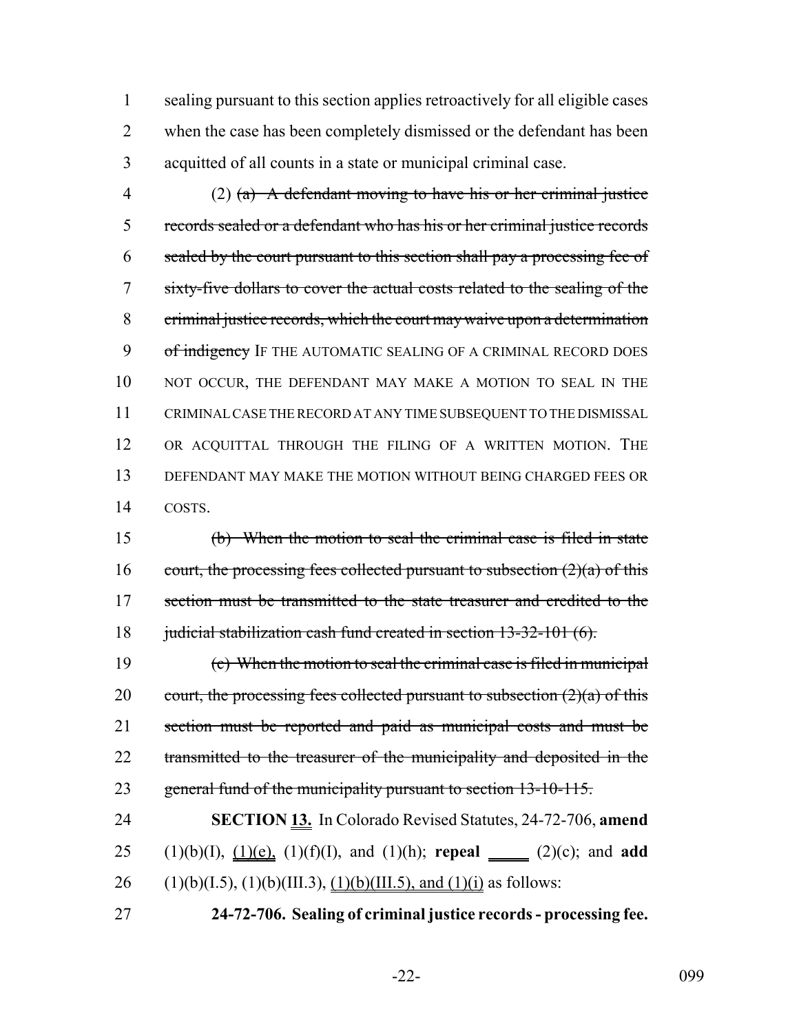sealing pursuant to this section applies retroactively for all eligible cases when the case has been completely dismissed or the defendant has been acquitted of all counts in a state or municipal criminal case.

(2) ~~(a) A defendant moving to have his or her criminal justice records sealed or a defendant who has his or her criminal justice records sealed by the court pursuant to this section shall pay a processing fee of sixty-five dollars to cover the actual costs related to the sealing of the criminal justice records, which the court may waive upon a determination of indigency~~ IF THE AUTOMATIC SEALING OF A CRIMINAL RECORD DOES NOT OCCUR, THE DEFENDANT MAY MAKE A MOTION TO SEAL IN THE CRIMINAL CASE THE RECORD AT ANY TIME SUBSEQUENT TO THE DISMISSAL OR ACQUITTAL THROUGH THE FILING OF A WRITTEN MOTION. THE DEFENDANT MAY MAKE THE MOTION WITHOUT BEING CHARGED FEES OR COSTS.

~~(b) When the motion to seal the criminal case is filed in state court, the processing fees collected pursuant to subsection (2)(a) of this section must be transmitted to the state treasurer and credited to the judicial stabilization cash fund created in section 13-32-101 (6).~~

~~(c) When the motion to seal the criminal case is filed in municipal court, the processing fees collected pursuant to subsection (2)(a) of this section must be reported and paid as municipal costs and must be transmitted to the treasurer of the municipality and deposited in the general fund of the municipality pursuant to section 13-10-115.~~

**SECTION 13.** In Colorado Revised Statutes, 24-72-706, **amend** (1)(b)(I), (1)(e), (1)(f)(I), and (1)(h); **repeal** (2)(c); and **add** (1)(b)(I.5), (1)(b)(III.3), (1)(b)(III.5), and (1)(i) as follows:

**24-72-706. Sealing of criminal justice records - processing fee.**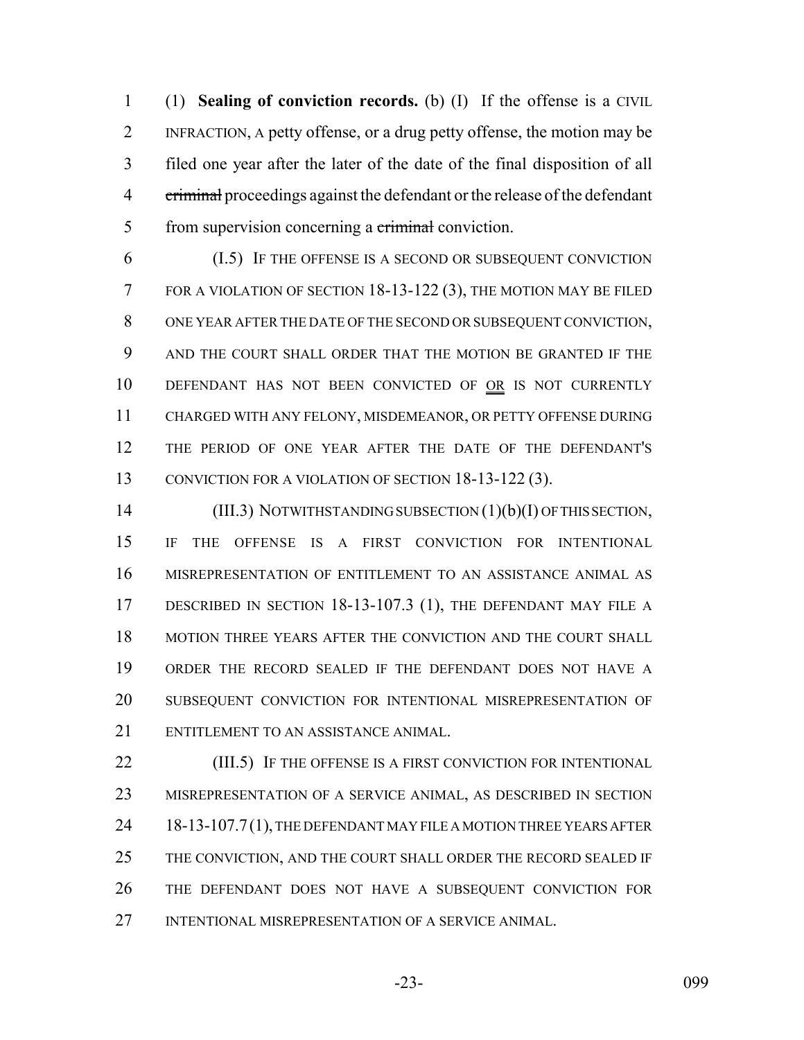(1) **Sealing of conviction records.** (b) (I) If the offense is a CIVIL INFRACTION, A petty offense, or a drug petty offense, the motion may be filed one year after the later of the date of the final disposition of all ~~criminal~~ proceedings against the defendant or the release of the defendant from supervision concerning a ~~criminal~~ conviction.

(I.5) IF THE OFFENSE IS A SECOND OR SUBSEQUENT CONVICTION FOR A VIOLATION OF SECTION 18-13-122 (3), THE MOTION MAY BE FILED ONE YEAR AFTER THE DATE OF THE SECOND OR SUBSEQUENT CONVICTION, AND THE COURT SHALL ORDER THAT THE MOTION BE GRANTED IF THE DEFENDANT HAS NOT BEEN CONVICTED OF OR IS NOT CURRENTLY CHARGED WITH ANY FELONY, MISDEMEANOR, OR PETTY OFFENSE DURING THE PERIOD OF ONE YEAR AFTER THE DATE OF THE DEFENDANT'S CONVICTION FOR A VIOLATION OF SECTION 18-13-122 (3).

(III.3) NOTWITHSTANDING SUBSECTION (1)(b)(I) OF THIS SECTION, IF THE OFFENSE IS A FIRST CONVICTION FOR INTENTIONAL MISREPRESENTATION OF ENTITLEMENT TO AN ASSISTANCE ANIMAL AS DESCRIBED IN SECTION 18-13-107.3 (1), THE DEFENDANT MAY FILE A MOTION THREE YEARS AFTER THE CONVICTION AND THE COURT SHALL ORDER THE RECORD SEALED IF THE DEFENDANT DOES NOT HAVE A SUBSEQUENT CONVICTION FOR INTENTIONAL MISREPRESENTATION OF ENTITLEMENT TO AN ASSISTANCE ANIMAL.

(III.5) IF THE OFFENSE IS A FIRST CONVICTION FOR INTENTIONAL MISREPRESENTATION OF A SERVICE ANIMAL, AS DESCRIBED IN SECTION 18-13-107.7 (1), THE DEFENDANT MAY FILE A MOTION THREE YEARS AFTER THE CONVICTION, AND THE COURT SHALL ORDER THE RECORD SEALED IF THE DEFENDANT DOES NOT HAVE A SUBSEQUENT CONVICTION FOR INTENTIONAL MISREPRESENTATION OF A SERVICE ANIMAL.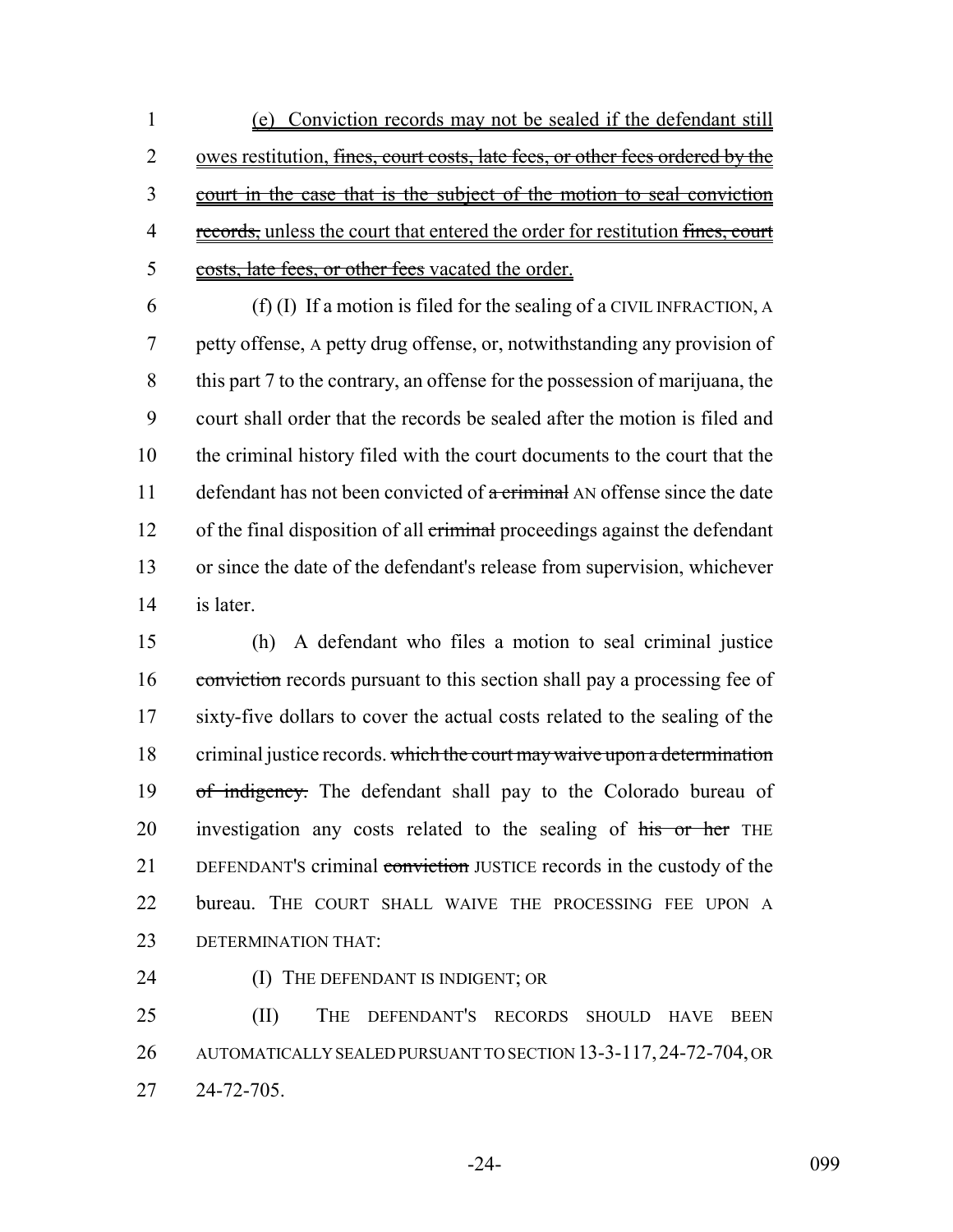(e) Conviction records may not be sealed if the defendant still owes restitution, ~~fines, court costs, late fees, or other fees ordered by the court in the case that is the subject of the motion to seal conviction records,~~ unless the court that entered the order for restitution ~~fines, court costs, late fees, or other fees~~ vacated the order.

(f) (I) If a motion is filed for the sealing of a CIVIL INFRACTION, A petty offense, A petty drug offense, or, notwithstanding any provision of this part 7 to the contrary, an offense for the possession of marijuana, the court shall order that the records be sealed after the motion is filed and the criminal history filed with the court documents to the court that the defendant has not been convicted of ~~a criminal~~ AN offense since the date of the final disposition of all ~~criminal~~ proceedings against the defendant or since the date of the defendant's release from supervision, whichever is later.

(h) A defendant who files a motion to seal criminal justice ~~conviction~~ records pursuant to this section shall pay a processing fee of sixty-five dollars to cover the actual costs related to the sealing of the criminal justice records. ~~which the court may waive upon a determination of indigency.~~ The defendant shall pay to the Colorado bureau of investigation any costs related to the sealing of ~~his or her~~ THE DEFENDANT'S criminal ~~conviction~~ JUSTICE records in the custody of the bureau. THE COURT SHALL WAIVE THE PROCESSING FEE UPON A DETERMINATION THAT:

(I) THE DEFENDANT IS INDIGENT; OR

(II) THE DEFENDANT'S RECORDS SHOULD HAVE BEEN AUTOMATICALLY SEALED PURSUANT TO SECTION 13-3-117, 24-72-704, OR 24-72-705.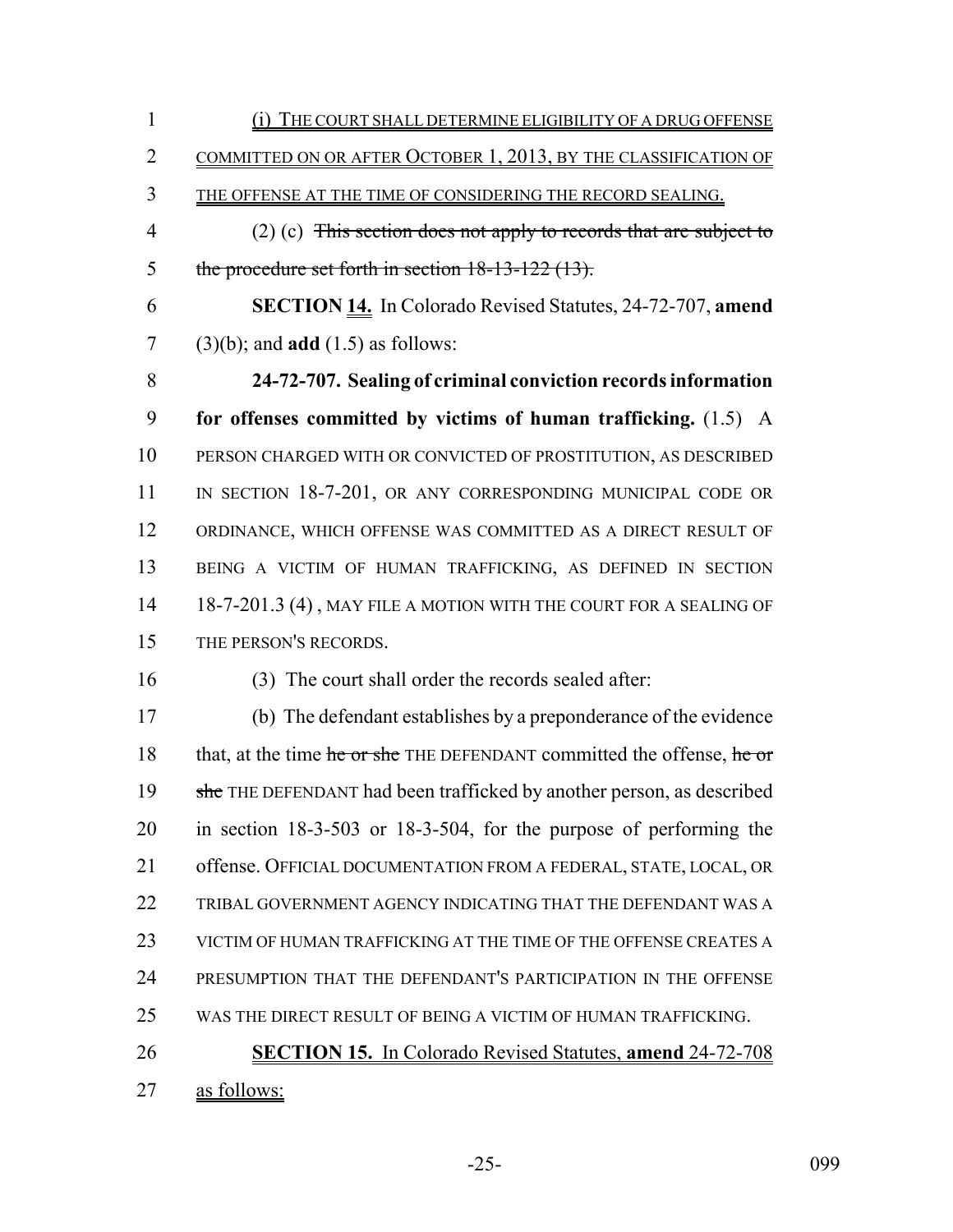(i) THE COURT SHALL DETERMINE ELIGIBILITY OF A DRUG OFFENSE COMMITTED ON OR AFTER OCTOBER 1, 2013, BY THE CLASSIFICATION OF THE OFFENSE AT THE TIME OF CONSIDERING THE RECORD SEALING.

(2) (c) ~~This section does not apply to records that are subject to the procedure set forth in section 18-13-122 (13).~~

**SECTION 14.** In Colorado Revised Statutes, 24-72-707, **amend** (3)(b); and **add** (1.5) as follows:

**24-72-707. Sealing of criminal conviction records information for offenses committed by victims of human trafficking.** (1.5) A PERSON CHARGED WITH OR CONVICTED OF PROSTITUTION, AS DESCRIBED IN SECTION 18-7-201, OR ANY CORRESPONDING MUNICIPAL CODE OR ORDINANCE, WHICH OFFENSE WAS COMMITTED AS A DIRECT RESULT OF BEING A VICTIM OF HUMAN TRAFFICKING, AS DEFINED IN SECTION 18-7-201.3 (4) , MAY FILE A MOTION WITH THE COURT FOR A SEALING OF THE PERSON'S RECORDS.

(3) The court shall order the records sealed after:

(b) The defendant establishes by a preponderance of the evidence that, at the time ~~he or she~~ THE DEFENDANT committed the offense, ~~he or she~~ THE DEFENDANT had been trafficked by another person, as described in section 18-3-503 or 18-3-504, for the purpose of performing the offense. OFFICIAL DOCUMENTATION FROM A FEDERAL, STATE, LOCAL, OR TRIBAL GOVERNMENT AGENCY INDICATING THAT THE DEFENDANT WAS A VICTIM OF HUMAN TRAFFICKING AT THE TIME OF THE OFFENSE CREATES A PRESUMPTION THAT THE DEFENDANT'S PARTICIPATION IN THE OFFENSE WAS THE DIRECT RESULT OF BEING A VICTIM OF HUMAN TRAFFICKING.

**SECTION 15.** In Colorado Revised Statutes, **amend** 24-72-708 as follows: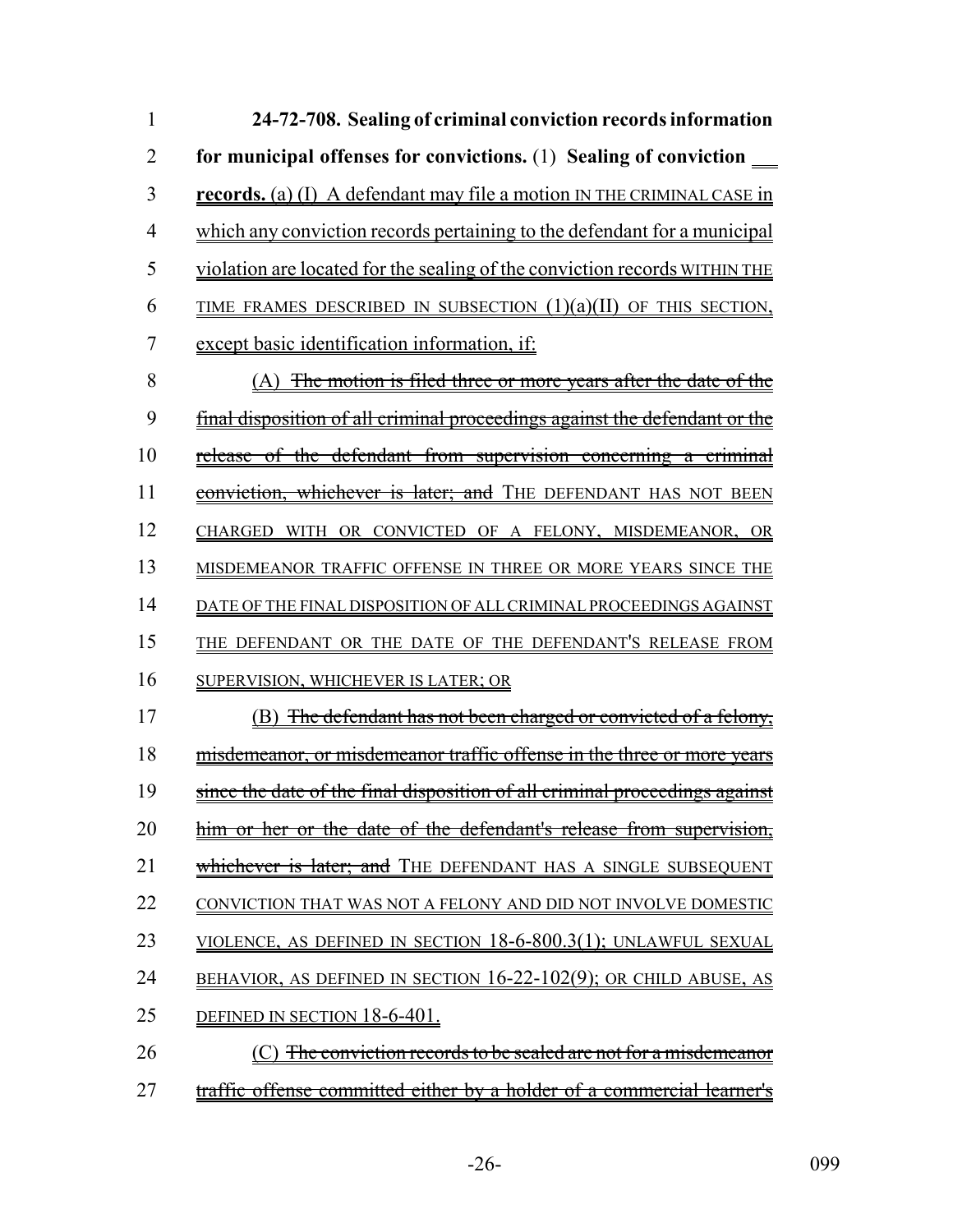**24-72-708. Sealing of criminal conviction records information for municipal offenses for convictions.** (1) **Sealing of conviction records.** (a) (I) A defendant may file a motion IN THE CRIMINAL CASE in which any conviction records pertaining to the defendant for a municipal violation are located for the sealing of the conviction records WITHIN THE TIME FRAMES DESCRIBED IN SUBSECTION (1)(a)(II) OF THIS SECTION, except basic identification information, if:

(A) ~~The motion is filed three or more years after the date of the final disposition of all criminal proceedings against the defendant or the release of the defendant from supervision concerning a criminal conviction, whichever is later; and~~ THE DEFENDANT HAS NOT BEEN CHARGED WITH OR CONVICTED OF A FELONY, MISDEMEANOR, OR MISDEMEANOR TRAFFIC OFFENSE IN THREE OR MORE YEARS SINCE THE DATE OF THE FINAL DISPOSITION OF ALL CRIMINAL PROCEEDINGS AGAINST THE DEFENDANT OR THE DATE OF THE DEFENDANT'S RELEASE FROM SUPERVISION, WHICHEVER IS LATER; OR

(B) ~~The defendant has not been charged or convicted of a felony, misdemeanor, or misdemeanor traffic offense in the three or more years since the date of the final disposition of all criminal proceedings against him or her or the date of the defendant's release from supervision, whichever is later; and~~ THE DEFENDANT HAS A SINGLE SUBSEQUENT CONVICTION THAT WAS NOT A FELONY AND DID NOT INVOLVE DOMESTIC VIOLENCE, AS DEFINED IN SECTION 18-6-800.3(1); UNLAWFUL SEXUAL BEHAVIOR, AS DEFINED IN SECTION 16-22-102(9); OR CHILD ABUSE, AS DEFINED IN SECTION 18-6-401.

(C) ~~The conviction records to be sealed are not for a misdemeanor traffic offense committed either by a holder of a commercial learner's~~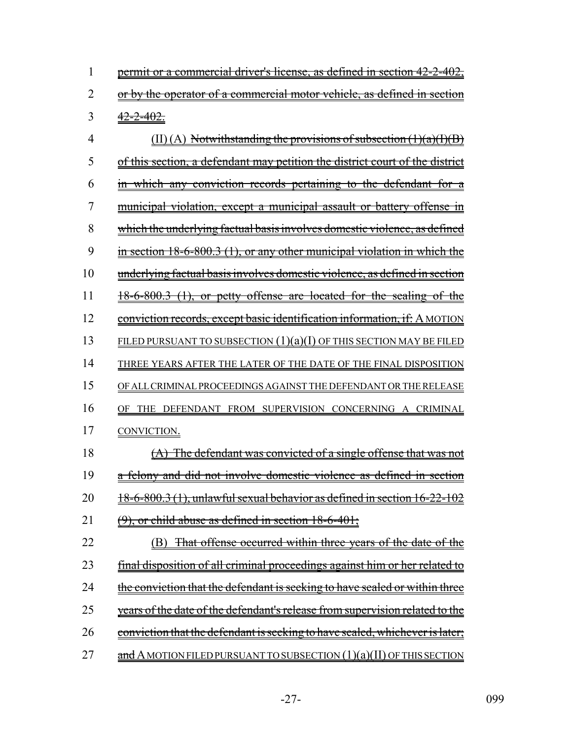1 permit or a commercial driver's license, as defined in section 42-2-402,
2 or by the operator of a commercial motor vehicle, as defined in section
3 42-2-402.
4 (II) (A) Notwithstanding the provisions of subsection (1)(a)(I)(B)
5 of this section, a defendant may petition the district court of the district
6 in which any conviction records pertaining to the defendant for a
7 municipal violation, except a municipal assault or battery offense in
8 which the underlying factual basis involves domestic violence, as defined
9 in section 18-6-800.3 (1), or any other municipal violation in which the
10 underlying factual basis involves domestic violence, as defined in section
11 18-6-800.3 (1), or petty offense are located for the sealing of the
12 conviction records, except basic identification information, if: A MOTION
13 FILED PURSUANT TO SUBSECTION (1)(a)(I) OF THIS SECTION MAY BE FILED
14 THREE YEARS AFTER THE LATER OF THE DATE OF THE FINAL DISPOSITION
15 OF ALL CRIMINAL PROCEEDINGS AGAINST THE DEFENDANT OR THE RELEASE
16 OF THE DEFENDANT FROM SUPERVISION CONCERNING A CRIMINAL
17 CONVICTION.
18 (A) The defendant was convicted of a single offense that was not
19 a felony and did not involve domestic violence as defined in section
20 18-6-800.3 (1), unlawful sexual behavior as defined in section 16-22-102
21 (9), or child abuse as defined in section 18-6-401;
22 (B) That offense occurred within three years of the date of the
23 final disposition of all criminal proceedings against him or her related to
24 the conviction that the defendant is seeking to have sealed or within three
25 years of the date of the defendant's release from supervision related to the
26 conviction that the defendant is seeking to have sealed, whichever is later;
27 and A MOTION FILED PURSUANT TO SUBSECTION (1)(a)(II) OF THIS SECTION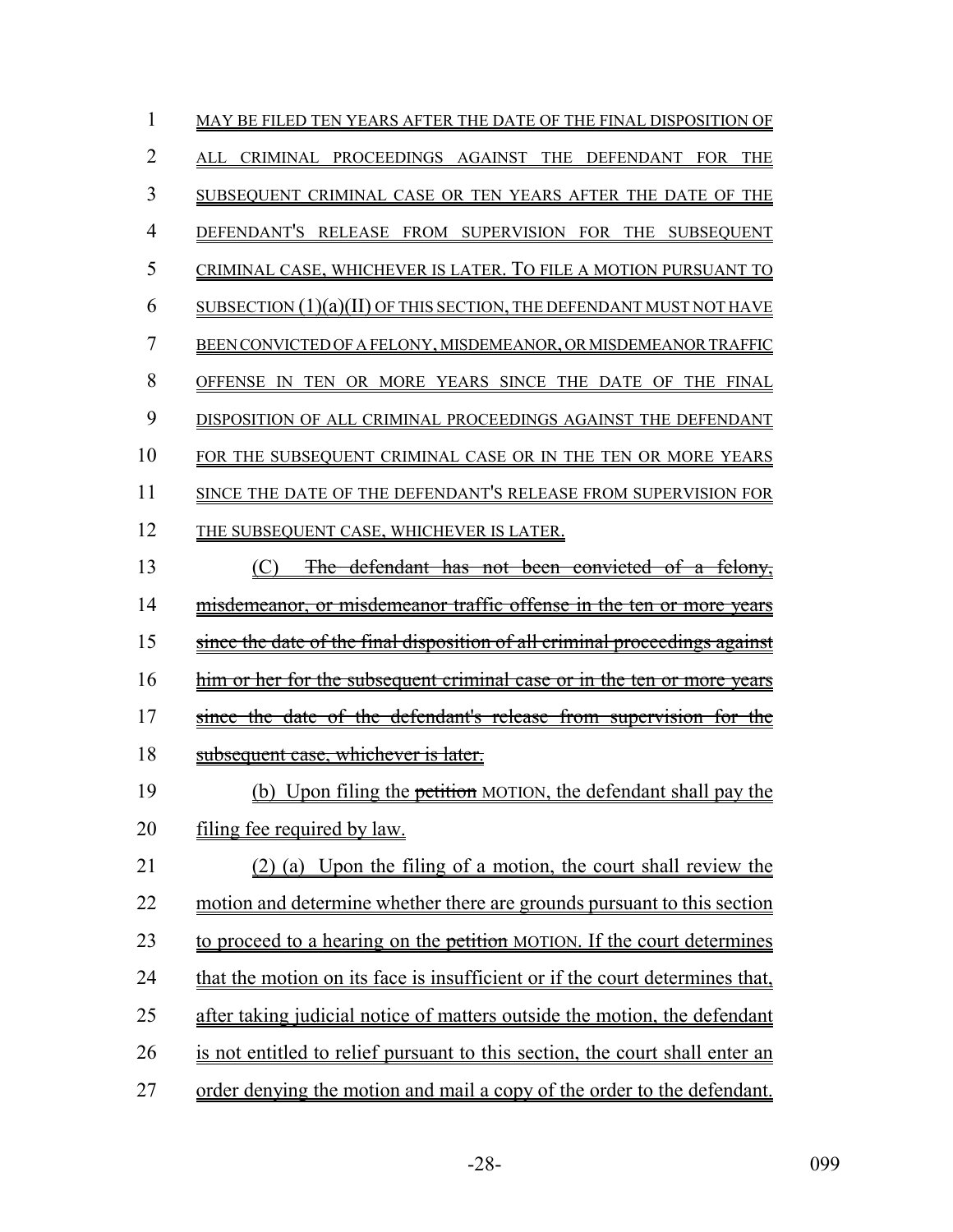MAY BE FILED TEN YEARS AFTER THE DATE OF THE FINAL DISPOSITION OF ALL CRIMINAL PROCEEDINGS AGAINST THE DEFENDANT FOR THE SUBSEQUENT CRIMINAL CASE OR TEN YEARS AFTER THE DATE OF THE DEFENDANT'S RELEASE FROM SUPERVISION FOR THE SUBSEQUENT CRIMINAL CASE, WHICHEVER IS LATER. TO FILE A MOTION PURSUANT TO SUBSECTION (1)(a)(II) OF THIS SECTION, THE DEFENDANT MUST NOT HAVE BEEN CONVICTED OF A FELONY, MISDEMEANOR, OR MISDEMEANOR TRAFFIC OFFENSE IN TEN OR MORE YEARS SINCE THE DATE OF THE FINAL DISPOSITION OF ALL CRIMINAL PROCEEDINGS AGAINST THE DEFENDANT FOR THE SUBSEQUENT CRIMINAL CASE OR IN THE TEN OR MORE YEARS SINCE THE DATE OF THE DEFENDANT'S RELEASE FROM SUPERVISION FOR THE SUBSEQUENT CASE, WHICHEVER IS LATER.

(C) ~~The defendant has not been convicted of a felony, misdemeanor, or misdemeanor traffic offense in the ten or more years since the date of the final disposition of all criminal proceedings against him or her for the subsequent criminal case or in the ten or more years since the date of the defendant's release from supervision for the subsequent case, whichever is later.~~

(b) Upon filing the ~~petition~~ MOTION, the defendant shall pay the filing fee required by law.

(2) (a) Upon the filing of a motion, the court shall review the motion and determine whether there are grounds pursuant to this section to proceed to a hearing on the ~~petition~~ MOTION. If the court determines that the motion on its face is insufficient or if the court determines that, after taking judicial notice of matters outside the motion, the defendant is not entitled to relief pursuant to this section, the court shall enter an order denying the motion and mail a copy of the order to the defendant.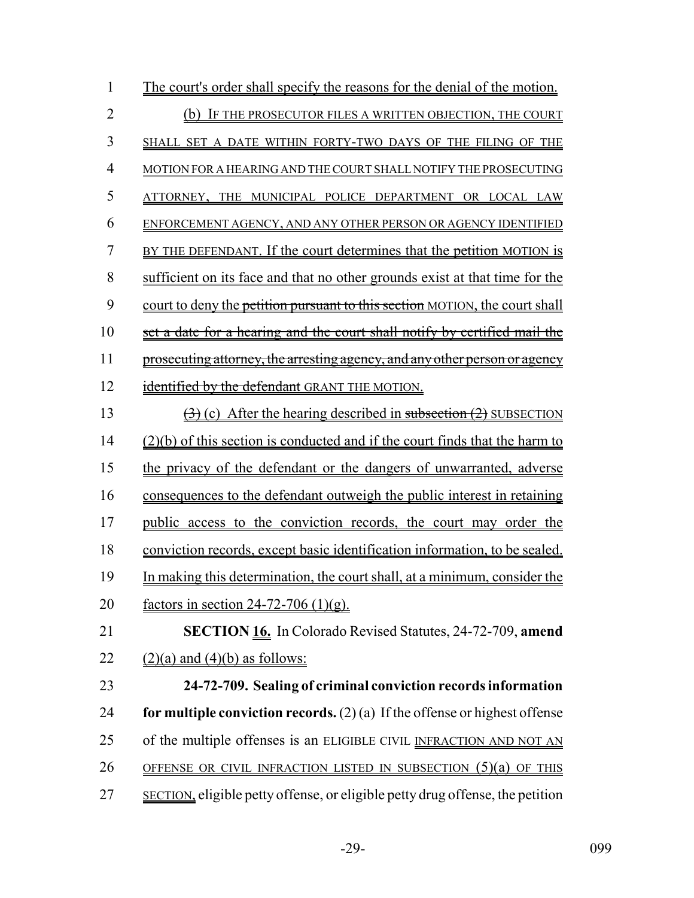The court's order shall specify the reasons for the denial of the motion.

(b) IF THE PROSECUTOR FILES A WRITTEN OBJECTION, THE COURT SHALL SET A DATE WITHIN FORTY-TWO DAYS OF THE FILING OF THE MOTION FOR A HEARING AND THE COURT SHALL NOTIFY THE PROSECUTING ATTORNEY, THE MUNICIPAL POLICE DEPARTMENT OR LOCAL LAW ENFORCEMENT AGENCY, AND ANY OTHER PERSON OR AGENCY IDENTIFIED BY THE DEFENDANT. If the court determines that the ~~petition~~ MOTION is sufficient on its face and that no other grounds exist at that time for the court to deny the ~~petition pursuant to this section~~ MOTION, the court shall ~~set a date for a hearing and the court shall notify by certified mail the prosecuting attorney, the arresting agency, and any other person or agency identified by the defendant~~ GRANT THE MOTION.

~~(3)~~ (c) After the hearing described in ~~subsection (2)~~ SUBSECTION (2)(b) of this section is conducted and if the court finds that the harm to the privacy of the defendant or the dangers of unwarranted, adverse consequences to the defendant outweigh the public interest in retaining public access to the conviction records, the court may order the conviction records, except basic identification information, to be sealed. In making this determination, the court shall, at a minimum, consider the factors in section 24-72-706 (1)(g).

**SECTION 16.** In Colorado Revised Statutes, 24-72-709, **amend** (2)(a) and (4)(b) as follows:

**24-72-709. Sealing of criminal conviction records information for multiple conviction records.** (2) (a) If the offense or highest offense of the multiple offenses is an ELIGIBLE CIVIL INFRACTION AND NOT AN OFFENSE OR CIVIL INFRACTION LISTED IN SUBSECTION (5)(a) OF THIS SECTION, eligible petty offense, or eligible petty drug offense, the petition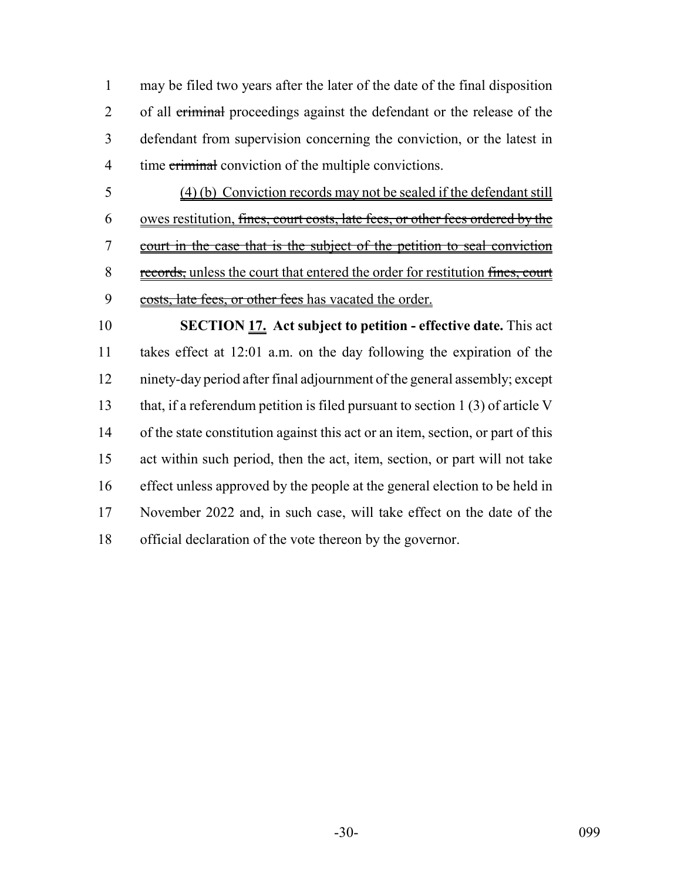may be filed two years after the later of the date of the final disposition of all ~~criminal~~ proceedings against the defendant or the release of the defendant from supervision concerning the conviction, or the latest in time ~~criminal~~ conviction of the multiple convictions.

(4) (b) Conviction records may not be sealed if the defendant still owes restitution, ~~fines, court costs, late fees, or other fees ordered by the court in the case that is the subject of the petition to seal conviction records,~~ unless the court that entered the order for restitution ~~fines, court costs, late fees, or other fees~~ has vacated the order.

**SECTION 17. Act subject to petition - effective date.** This act takes effect at 12:01 a.m. on the day following the expiration of the ninety-day period after final adjournment of the general assembly; except that, if a referendum petition is filed pursuant to section 1 (3) of article V of the state constitution against this act or an item, section, or part of this act within such period, then the act, item, section, or part will not take effect unless approved by the people at the general election to be held in November 2022 and, in such case, will take effect on the date of the official declaration of the vote thereon by the governor.